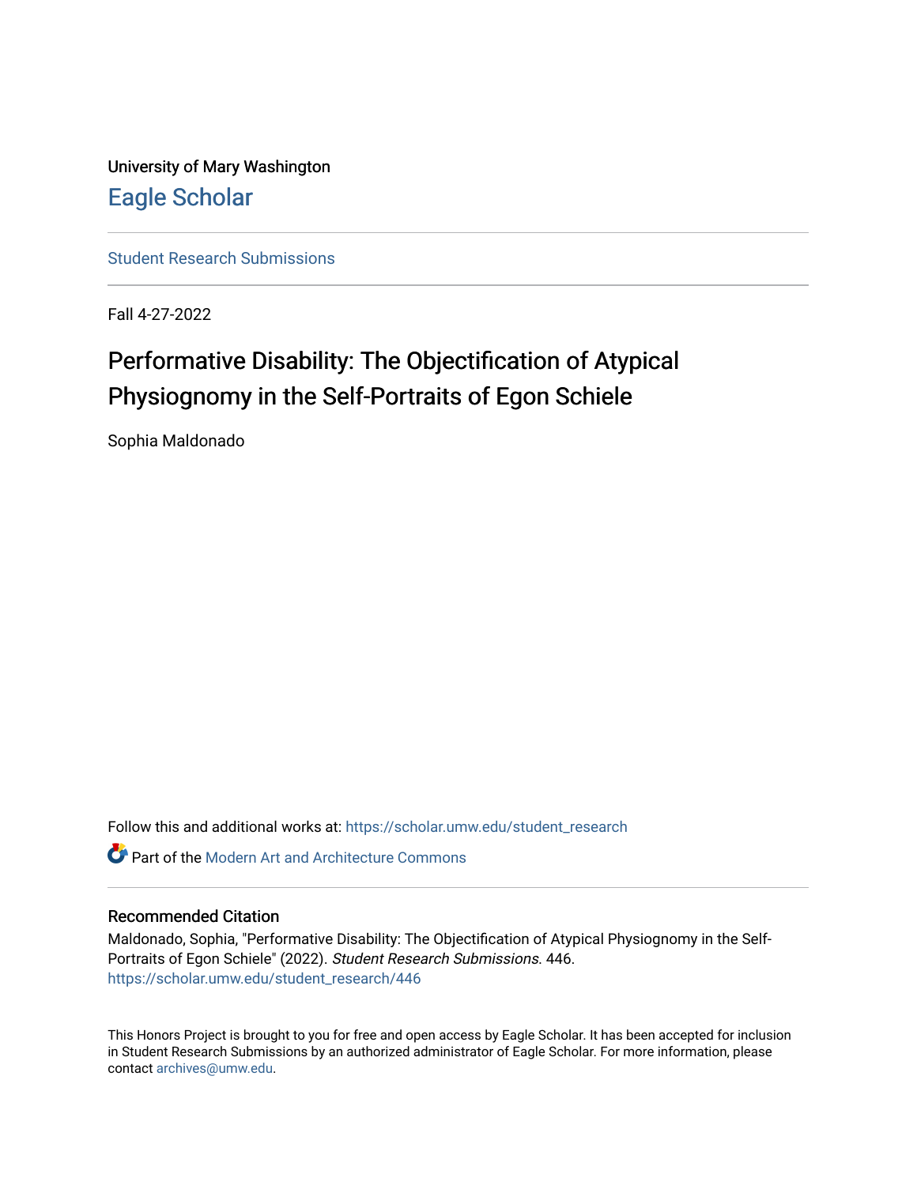University of Mary Washington

Eagle Scholar

Student Research Submissions

Fall 4-27-2022

# Performative Disability: The Objectification of Atypical Physiognomy in the Self-Portraits of Egon Schiele

Sophia Maldonado

Follow this and additional works at: https://scholar.umw.edu/student_research

Part of the Modern Art and Architecture Commons

## Recommended Citation

Maldonado, Sophia, "Performative Disability: The Objectification of Atypical Physiognomy in the Self-Portraits of Egon Schiele" (2022). *Student Research Submissions*. 446.
https://scholar.umw.edu/student_research/446

This Honors Project is brought to you for free and open access by Eagle Scholar. It has been accepted for inclusion in Student Research Submissions by an authorized administrator of Eagle Scholar. For more information, please contact archives@umw.edu.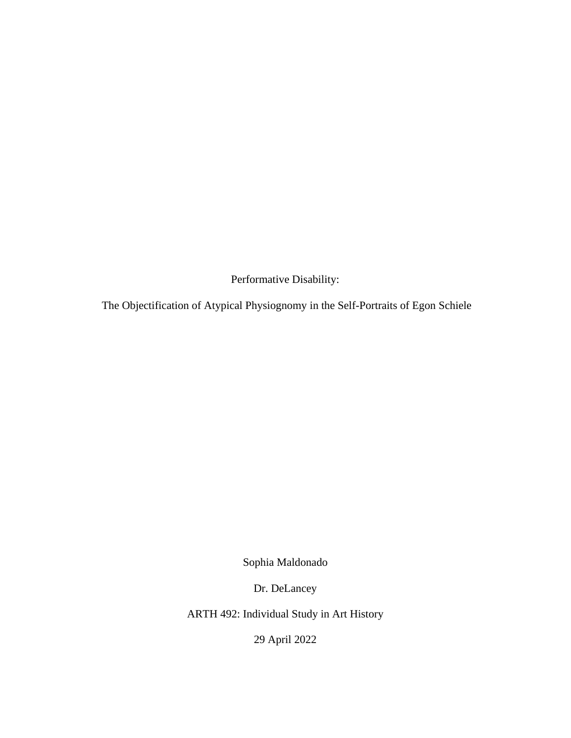Performative Disability:

The Objectification of Atypical Physiognomy in the Self-Portraits of Egon Schiele

Sophia Maldonado

Dr. DeLancey

ARTH 492: Individual Study in Art History

29 April 2022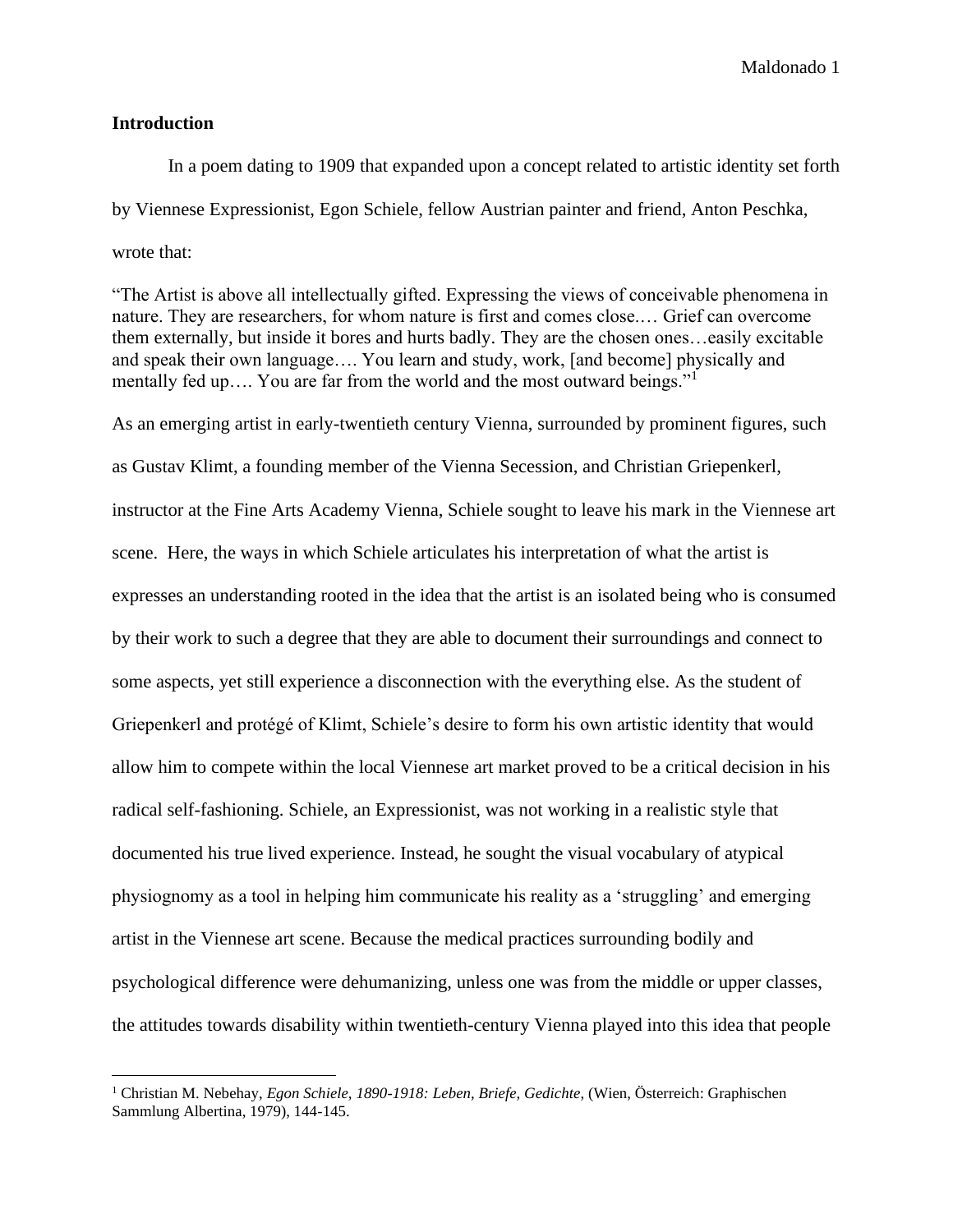## Introduction

In a poem dating to 1909 that expanded upon a concept related to artistic identity set forth by Viennese Expressionist, Egon Schiele, fellow Austrian painter and friend, Anton Peschka, wrote that:

> "The Artist is above all intellectually gifted. Expressing the views of conceivable phenomena in nature. They are researchers, for whom nature is first and comes close.… Grief can overcome them externally, but inside it bores and hurts badly. They are the chosen ones…easily excitable and speak their own language…. You learn and study, work, [and become] physically and mentally fed up…. You are far from the world and the most outward beings."[1]

As an emerging artist in early-twentieth century Vienna, surrounded by prominent figures, such as Gustav Klimt, a founding member of the Vienna Secession, and Christian Griepenkerl, instructor at the Fine Arts Academy Vienna, Schiele sought to leave his mark in the Viennese art scene. Here, the ways in which Schiele articulates his interpretation of what the artist is expresses an understanding rooted in the idea that the artist is an isolated being who is consumed by their work to such a degree that they are able to document their surroundings and connect to some aspects, yet still experience a disconnection with the everything else. As the student of Griepenkerl and protégé of Klimt, Schiele's desire to form his own artistic identity that would allow him to compete within the local Viennese art market proved to be a critical decision in his radical self-fashioning. Schiele, an Expressionist, was not working in a realistic style that documented his true lived experience. Instead, he sought the visual vocabulary of atypical physiognomy as a tool in helping him communicate his reality as a 'struggling' and emerging artist in the Viennese art scene. Because the medical practices surrounding bodily and psychological difference were dehumanizing, unless one was from the middle or upper classes, the attitudes towards disability within twentieth-century Vienna played into this idea that people

---

[1] Christian M. Nebehay, *Egon Schiele, 1890-1918: Leben, Briefe, Gedichte*, (Wien, Österreich: Graphischen Sammlung Albertina, 1979), 144-145.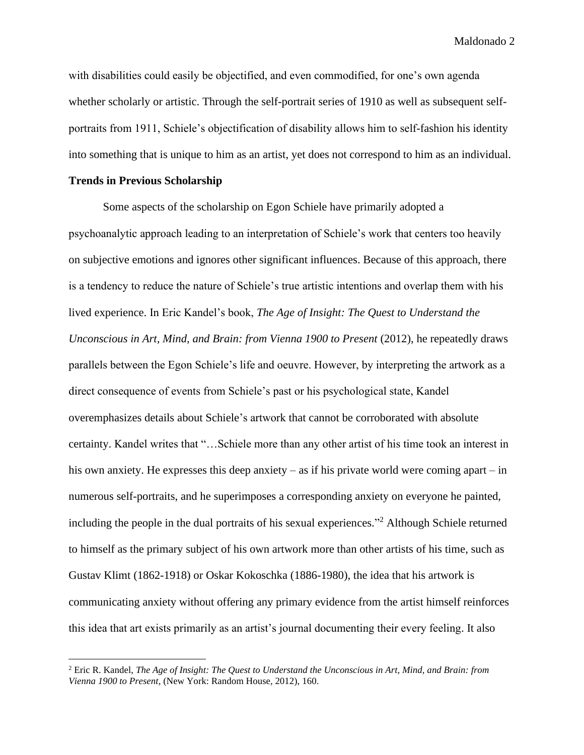with disabilities could easily be objectified, and even commodified, for one's own agenda whether scholarly or artistic. Through the self-portrait series of 1910 as well as subsequent self-portraits from 1911, Schiele's objectification of disability allows him to self-fashion his identity into something that is unique to him as an artist, yet does not correspond to him as an individual.

**Trends in Previous Scholarship**

Some aspects of the scholarship on Egon Schiele have primarily adopted a psychoanalytic approach leading to an interpretation of Schiele's work that centers too heavily on subjective emotions and ignores other significant influences. Because of this approach, there is a tendency to reduce the nature of Schiele's true artistic intentions and overlap them with his lived experience. In Eric Kandel's book, *The Age of Insight: The Quest to Understand the Unconscious in Art, Mind, and Brain: from Vienna 1900 to Present* (2012), he repeatedly draws parallels between the Egon Schiele's life and oeuvre. However, by interpreting the artwork as a direct consequence of events from Schiele's past or his psychological state, Kandel overemphasizes details about Schiele's artwork that cannot be corroborated with absolute certainty. Kandel writes that "…Schiele more than any other artist of his time took an interest in his own anxiety. He expresses this deep anxiety – as if his private world were coming apart – in numerous self-portraits, and he superimposes a corresponding anxiety on everyone he painted, including the people in the dual portraits of his sexual experiences."[2] Although Schiele returned to himself as the primary subject of his own artwork more than other artists of his time, such as Gustav Klimt (1862-1918) or Oskar Kokoschka (1886-1980), the idea that his artwork is communicating anxiety without offering any primary evidence from the artist himself reinforces this idea that art exists primarily as an artist's journal documenting their every feeling. It also

[2] Eric R. Kandel, *The Age of Insight: The Quest to Understand the Unconscious in Art, Mind, and Brain: from Vienna 1900 to Present,* (New York: Random House, 2012), 160.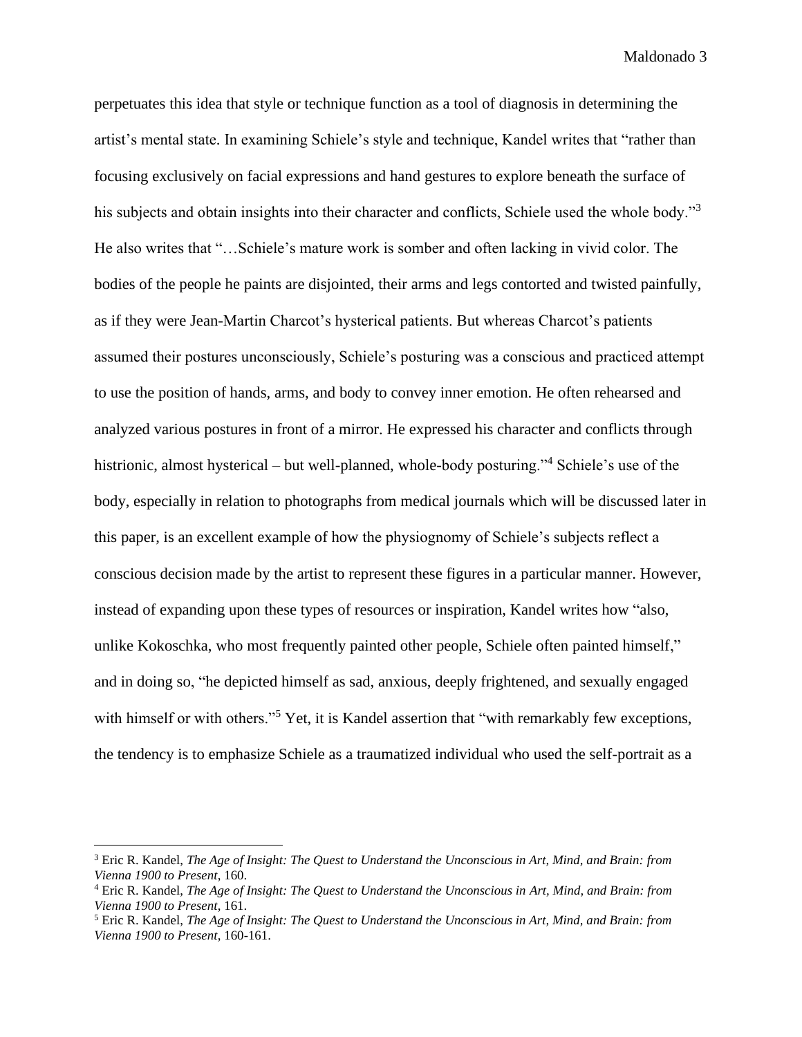perpetuates this idea that style or technique function as a tool of diagnosis in determining the artist's mental state. In examining Schiele's style and technique, Kandel writes that "rather than focusing exclusively on facial expressions and hand gestures to explore beneath the surface of his subjects and obtain insights into their character and conflicts, Schiele used the whole body."[3] He also writes that "…Schiele's mature work is somber and often lacking in vivid color. The bodies of the people he paints are disjointed, their arms and legs contorted and twisted painfully, as if they were Jean-Martin Charcot's hysterical patients. But whereas Charcot's patients assumed their postures unconsciously, Schiele's posturing was a conscious and practiced attempt to use the position of hands, arms, and body to convey inner emotion. He often rehearsed and analyzed various postures in front of a mirror. He expressed his character and conflicts through histrionic, almost hysterical – but well-planned, whole-body posturing."[4] Schiele's use of the body, especially in relation to photographs from medical journals which will be discussed later in this paper, is an excellent example of how the physiognomy of Schiele's subjects reflect a conscious decision made by the artist to represent these figures in a particular manner. However, instead of expanding upon these types of resources or inspiration, Kandel writes how "also, unlike Kokoschka, who most frequently painted other people, Schiele often painted himself," and in doing so, "he depicted himself as sad, anxious, deeply frightened, and sexually engaged with himself or with others."[5] Yet, it is Kandel assertion that "with remarkably few exceptions, the tendency is to emphasize Schiele as a traumatized individual who used the self-portrait as a

---

[3] Eric R. Kandel, *The Age of Insight: The Quest to Understand the Unconscious in Art, Mind, and Brain: from Vienna 1900 to Present*, 160.

[4] Eric R. Kandel, *The Age of Insight: The Quest to Understand the Unconscious in Art, Mind, and Brain: from Vienna 1900 to Present*, 161.

[5] Eric R. Kandel, *The Age of Insight: The Quest to Understand the Unconscious in Art, Mind, and Brain: from Vienna 1900 to Present*, 160-161.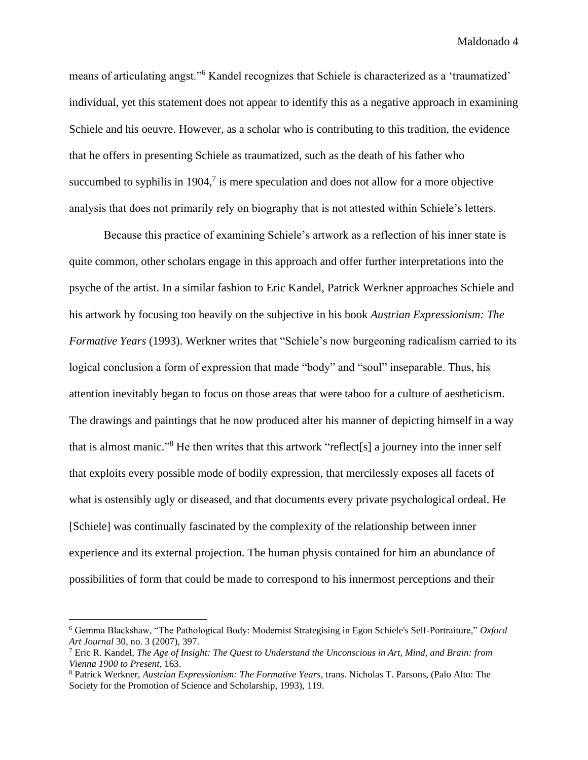means of articulating angst."[6] Kandel recognizes that Schiele is characterized as a 'traumatized' individual, yet this statement does not appear to identify this as a negative approach in examining Schiele and his oeuvre. However, as a scholar who is contributing to this tradition, the evidence that he offers in presenting Schiele as traumatized, such as the death of his father who succumbed to syphilis in 1904,[7] is mere speculation and does not allow for a more objective analysis that does not primarily rely on biography that is not attested within Schiele's letters.

Because this practice of examining Schiele's artwork as a reflection of his inner state is quite common, other scholars engage in this approach and offer further interpretations into the psyche of the artist. In a similar fashion to Eric Kandel, Patrick Werkner approaches Schiele and his artwork by focusing too heavily on the subjective in his book *Austrian Expressionism: The Formative Years* (1993). Werkner writes that "Schiele's now burgeoning radicalism carried to its logical conclusion a form of expression that made "body" and "soul" inseparable. Thus, his attention inevitably began to focus on those areas that were taboo for a culture of aestheticism. The drawings and paintings that he now produced alter his manner of depicting himself in a way that is almost manic."[8] He then writes that this artwork "reflect[s] a journey into the inner self that exploits every possible mode of bodily expression, that mercilessly exposes all facets of what is ostensibly ugly or diseased, and that documents every private psychological ordeal. He [Schiele] was continually fascinated by the complexity of the relationship between inner experience and its external projection. The human physis contained for him an abundance of possibilities of form that could be made to correspond to his innermost perceptions and their

---

[6] Gemma Blackshaw, "The Pathological Body: Modernist Strategising in Egon Schiele's Self-Portraiture," *Oxford Art Journal* 30, no. 3 (2007), 397.

[7] Eric R. Kandel, *The Age of Insight: The Quest to Understand the Unconscious in Art, Mind, and Brain: from Vienna 1900 to Present*, 163.

[8] Patrick Werkner, *Austrian Expressionism: The Formative Years*, trans. Nicholas T. Parsons, (Palo Alto: The Society for the Promotion of Science and Scholarship, 1993), 119.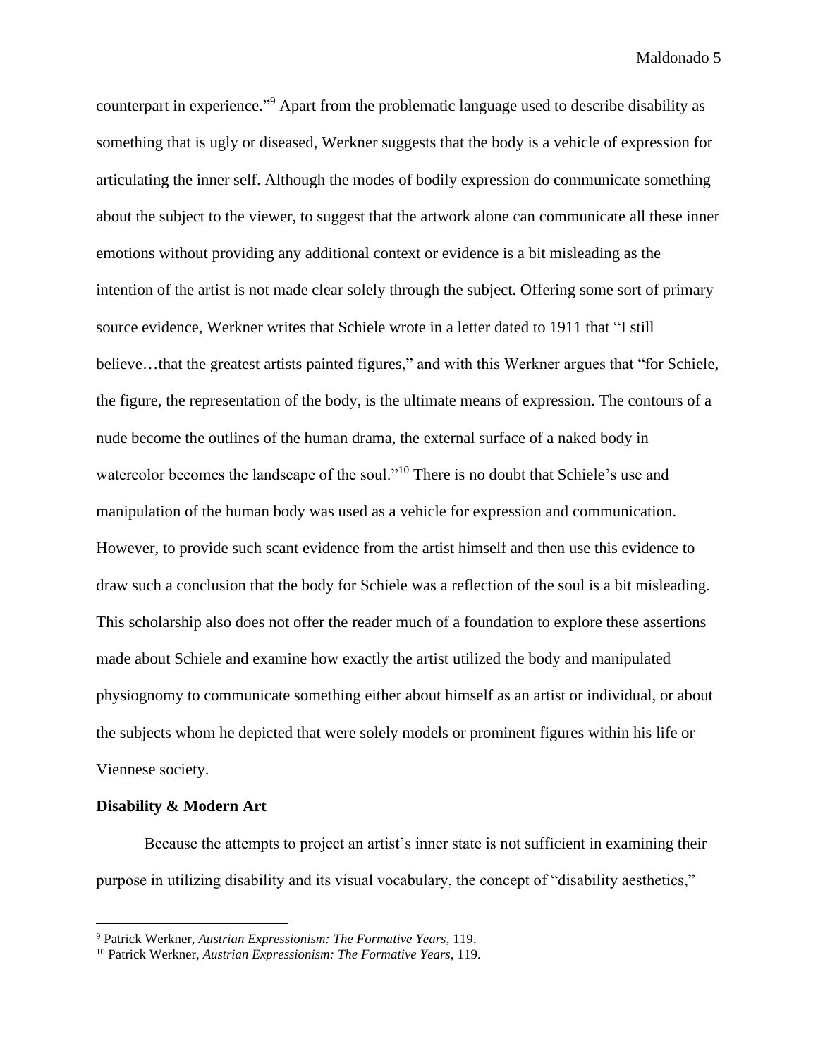counterpart in experience."[9] Apart from the problematic language used to describe disability as something that is ugly or diseased, Werkner suggests that the body is a vehicle of expression for articulating the inner self. Although the modes of bodily expression do communicate something about the subject to the viewer, to suggest that the artwork alone can communicate all these inner emotions without providing any additional context or evidence is a bit misleading as the intention of the artist is not made clear solely through the subject. Offering some sort of primary source evidence, Werkner writes that Schiele wrote in a letter dated to 1911 that "I still believe…that the greatest artists painted figures," and with this Werkner argues that "for Schiele, the figure, the representation of the body, is the ultimate means of expression. The contours of a nude become the outlines of the human drama, the external surface of a naked body in watercolor becomes the landscape of the soul."[10] There is no doubt that Schiele's use and manipulation of the human body was used as a vehicle for expression and communication. However, to provide such scant evidence from the artist himself and then use this evidence to draw such a conclusion that the body for Schiele was a reflection of the soul is a bit misleading. This scholarship also does not offer the reader much of a foundation to explore these assertions made about Schiele and examine how exactly the artist utilized the body and manipulated physiognomy to communicate something either about himself as an artist or individual, or about the subjects whom he depicted that were solely models or prominent figures within his life or Viennese society.

**Disability & Modern Art**

Because the attempts to project an artist's inner state is not sufficient in examining their purpose in utilizing disability and its visual vocabulary, the concept of "disability aesthetics,"

---

[9] Patrick Werkner, *Austrian Expressionism: The Formative Years*, 119.

[10] Patrick Werkner, *Austrian Expressionism: The Formative Years*, 119.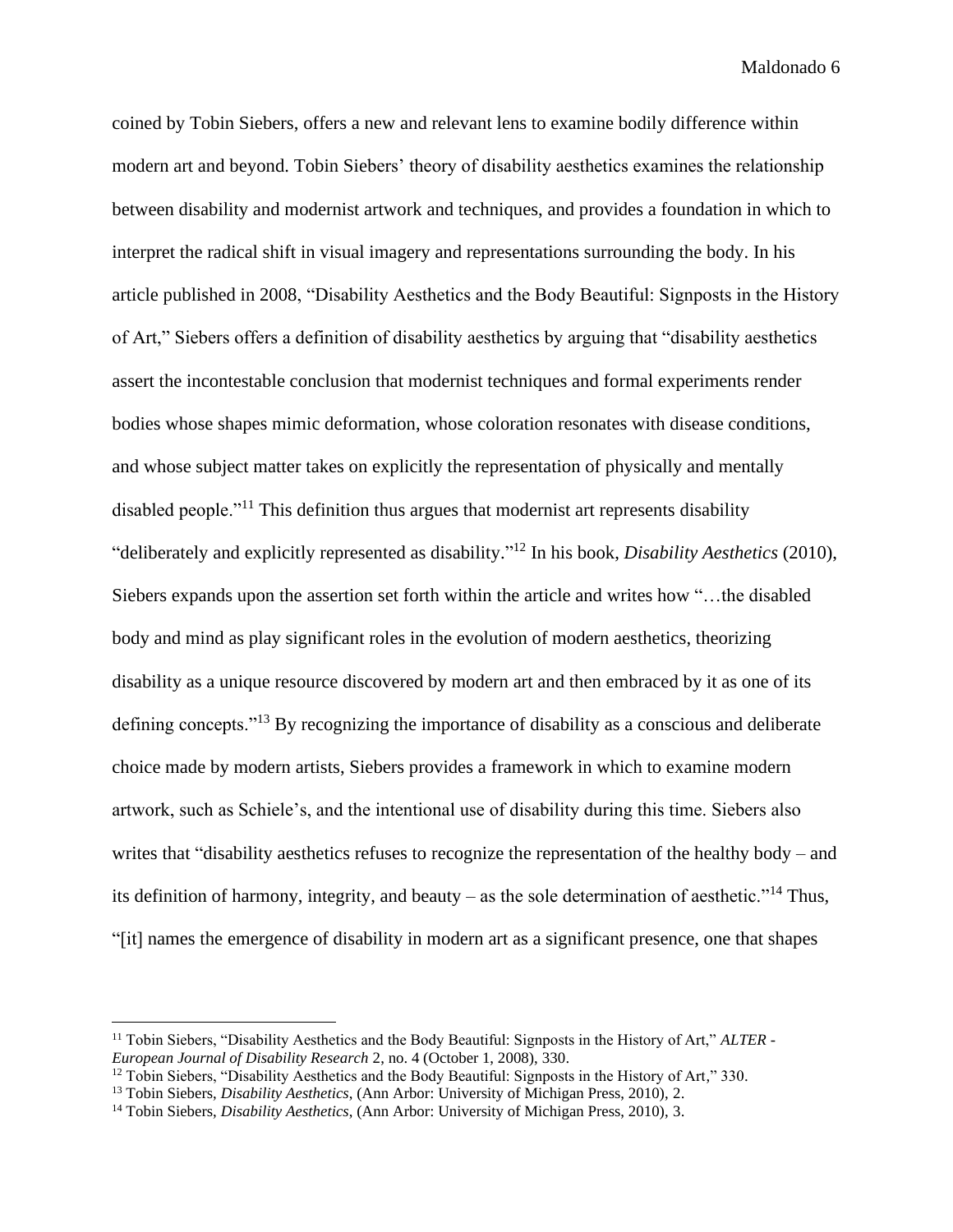coined by Tobin Siebers, offers a new and relevant lens to examine bodily difference within modern art and beyond. Tobin Siebers' theory of disability aesthetics examines the relationship between disability and modernist artwork and techniques, and provides a foundation in which to interpret the radical shift in visual imagery and representations surrounding the body. In his article published in 2008, "Disability Aesthetics and the Body Beautiful: Signposts in the History of Art," Siebers offers a definition of disability aesthetics by arguing that "disability aesthetics assert the incontestable conclusion that modernist techniques and formal experiments render bodies whose shapes mimic deformation, whose coloration resonates with disease conditions, and whose subject matter takes on explicitly the representation of physically and mentally disabled people."[11] This definition thus argues that modernist art represents disability "deliberately and explicitly represented as disability."[12] In his book, *Disability Aesthetics* (2010), Siebers expands upon the assertion set forth within the article and writes how "…the disabled body and mind as play significant roles in the evolution of modern aesthetics, theorizing disability as a unique resource discovered by modern art and then embraced by it as one of its defining concepts."[13] By recognizing the importance of disability as a conscious and deliberate choice made by modern artists, Siebers provides a framework in which to examine modern artwork, such as Schiele's, and the intentional use of disability during this time. Siebers also writes that "disability aesthetics refuses to recognize the representation of the healthy body – and its definition of harmony, integrity, and beauty – as the sole determination of aesthetic."[14] Thus, "[it] names the emergence of disability in modern art as a significant presence, one that shapes

---

[11] Tobin Siebers, "Disability Aesthetics and the Body Beautiful: Signposts in the History of Art," *ALTER - European Journal of Disability Research* 2, no. 4 (October 1, 2008), 330.

[12] Tobin Siebers, "Disability Aesthetics and the Body Beautiful: Signposts in the History of Art," 330.

[13] Tobin Siebers, *Disability Aesthetics*, (Ann Arbor: University of Michigan Press, 2010), 2.

[14] Tobin Siebers, *Disability Aesthetics*, (Ann Arbor: University of Michigan Press, 2010), 3.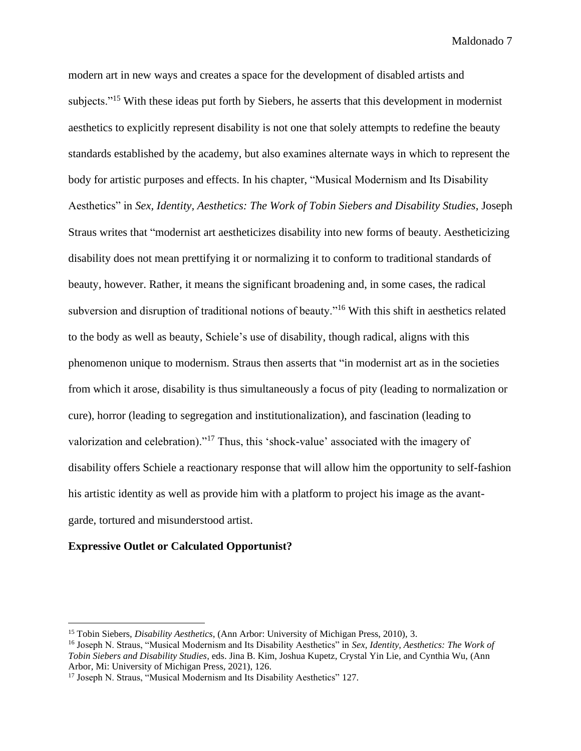modern art in new ways and creates a space for the development of disabled artists and subjects."[15] With these ideas put forth by Siebers, he asserts that this development in modernist aesthetics to explicitly represent disability is not one that solely attempts to redefine the beauty standards established by the academy, but also examines alternate ways in which to represent the body for artistic purposes and effects. In his chapter, "Musical Modernism and Its Disability Aesthetics" in *Sex, Identity, Aesthetics: The Work of Tobin Siebers and Disability Studies*, Joseph Straus writes that "modernist art aestheticizes disability into new forms of beauty. Aestheticizing disability does not mean prettifying it or normalizing it to conform to traditional standards of beauty, however. Rather, it means the significant broadening and, in some cases, the radical subversion and disruption of traditional notions of beauty."[16] With this shift in aesthetics related to the body as well as beauty, Schiele's use of disability, though radical, aligns with this phenomenon unique to modernism. Straus then asserts that "in modernist art as in the societies from which it arose, disability is thus simultaneously a focus of pity (leading to normalization or cure), horror (leading to segregation and institutionalization), and fascination (leading to valorization and celebration)."[17] Thus, this 'shock-value' associated with the imagery of disability offers Schiele a reactionary response that will allow him the opportunity to self-fashion his artistic identity as well as provide him with a platform to project his image as the avant-garde, tortured and misunderstood artist.

**Expressive Outlet or Calculated Opportunist?**

---

[15] Tobin Siebers, *Disability Aesthetics*, (Ann Arbor: University of Michigan Press, 2010), 3.

[16] Joseph N. Straus, "Musical Modernism and Its Disability Aesthetics" in *Sex, Identity, Aesthetics: The Work of Tobin Siebers and Disability Studies*, eds. Jina B. Kim, Joshua Kupetz, Crystal Yin Lie, and Cynthia Wu, (Ann Arbor, Mi: University of Michigan Press, 2021), 126.

[17] Joseph N. Straus, "Musical Modernism and Its Disability Aesthetics" 127.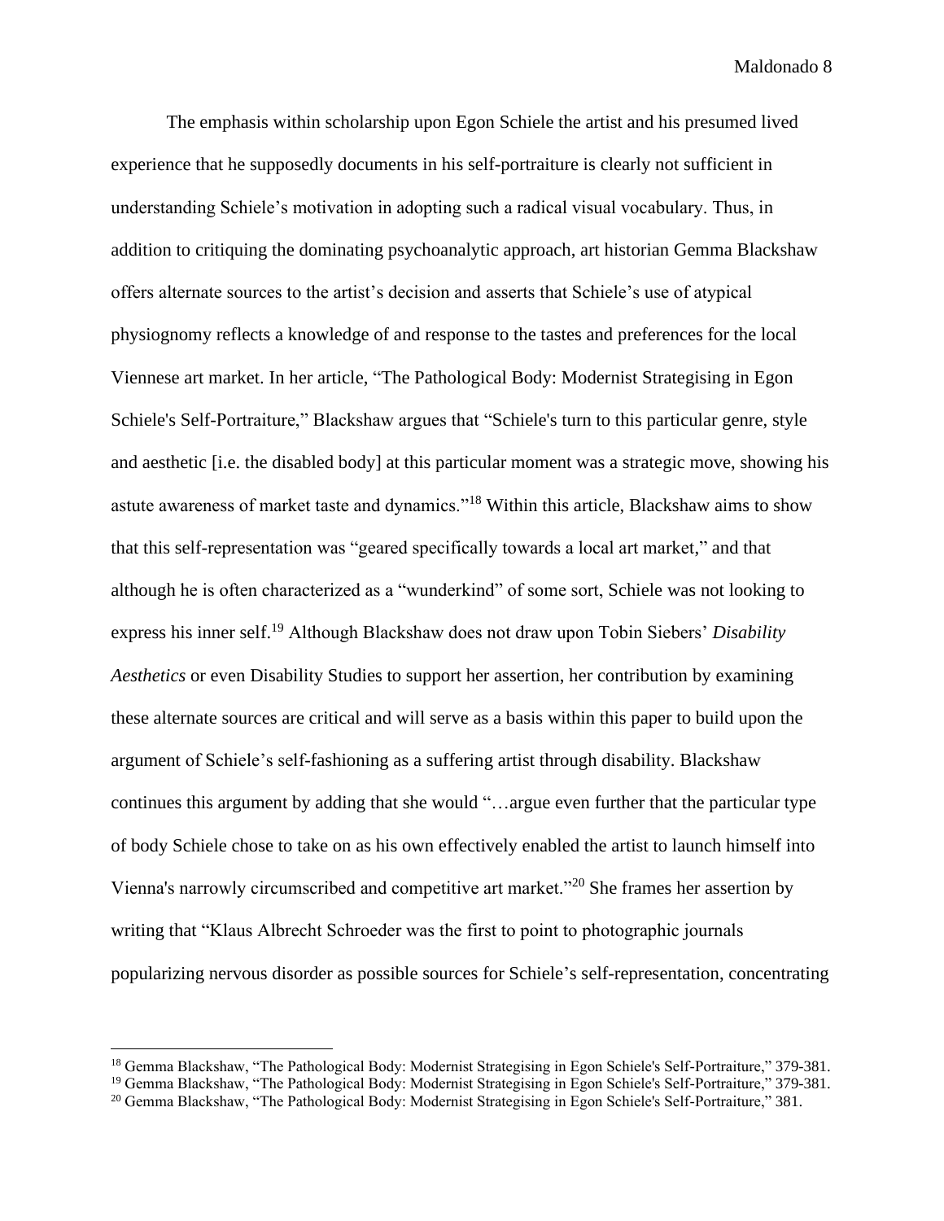The emphasis within scholarship upon Egon Schiele the artist and his presumed lived experience that he supposedly documents in his self-portraiture is clearly not sufficient in understanding Schiele's motivation in adopting such a radical visual vocabulary. Thus, in addition to critiquing the dominating psychoanalytic approach, art historian Gemma Blackshaw offers alternate sources to the artist's decision and asserts that Schiele's use of atypical physiognomy reflects a knowledge of and response to the tastes and preferences for the local Viennese art market. In her article, "The Pathological Body: Modernist Strategising in Egon Schiele's Self-Portraiture," Blackshaw argues that "Schiele's turn to this particular genre, style and aesthetic [i.e. the disabled body] at this particular moment was a strategic move, showing his astute awareness of market taste and dynamics."[18] Within this article, Blackshaw aims to show that this self-representation was "geared specifically towards a local art market," and that although he is often characterized as a "wunderkind" of some sort, Schiele was not looking to express his inner self.[19] Although Blackshaw does not draw upon Tobin Siebers' *Disability Aesthetics* or even Disability Studies to support her assertion, her contribution by examining these alternate sources are critical and will serve as a basis within this paper to build upon the argument of Schiele's self-fashioning as a suffering artist through disability. Blackshaw continues this argument by adding that she would "…argue even further that the particular type of body Schiele chose to take on as his own effectively enabled the artist to launch himself into Vienna's narrowly circumscribed and competitive art market."[20] She frames her assertion by writing that "Klaus Albrecht Schroeder was the first to point to photographic journals popularizing nervous disorder as possible sources for Schiele's self-representation, concentrating

---

[18] Gemma Blackshaw, "The Pathological Body: Modernist Strategising in Egon Schiele's Self-Portraiture," 379-381.

[19] Gemma Blackshaw, "The Pathological Body: Modernist Strategising in Egon Schiele's Self-Portraiture," 379-381.

[20] Gemma Blackshaw, "The Pathological Body: Modernist Strategising in Egon Schiele's Self-Portraiture," 381.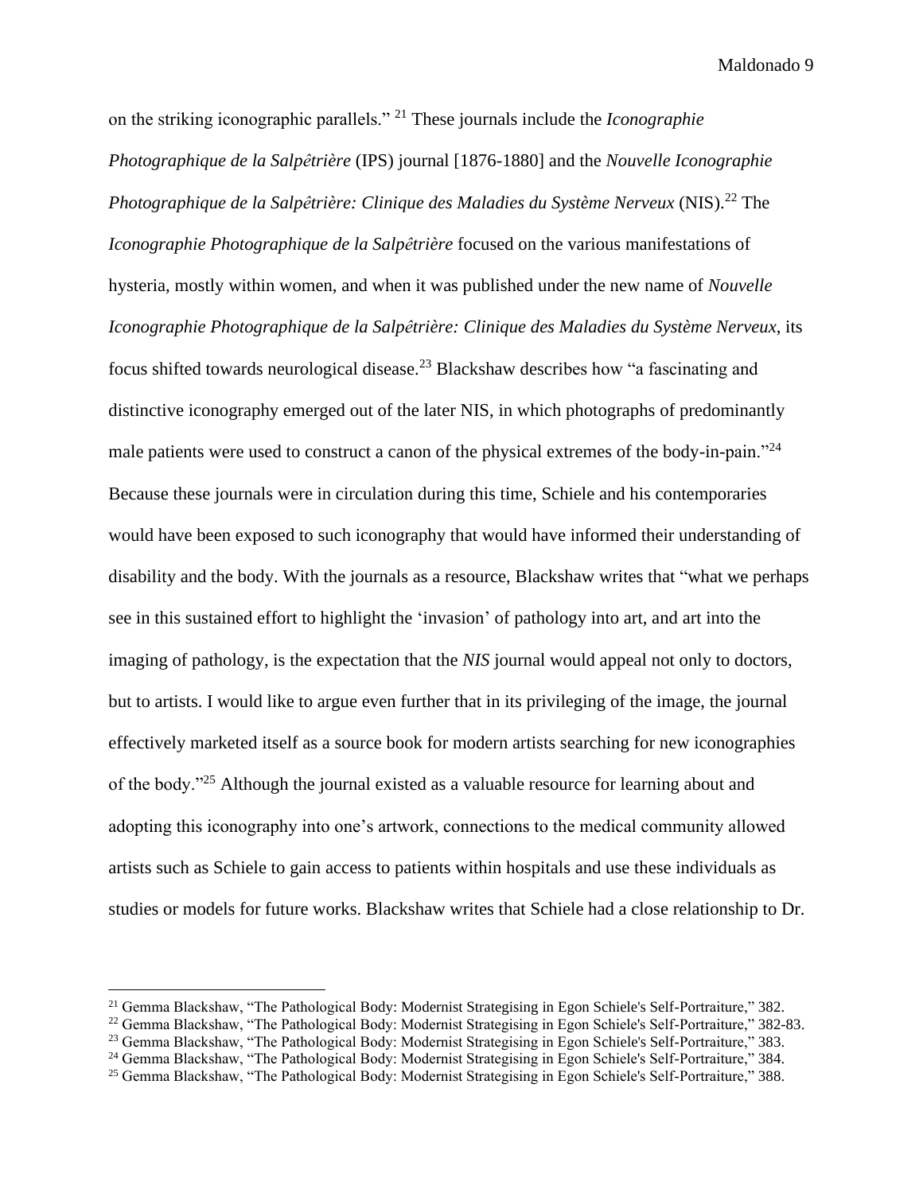on the striking iconographic parallels." [21] These journals include the *Iconographie Photographique de la Salpêtrière* (IPS) journal [1876-1880] and the *Nouvelle Iconographie Photographique de la Salpêtrière: Clinique des Maladies du Système Nerveux* (NIS).[22] The *Iconographie Photographique de la Salpêtrière* focused on the various manifestations of hysteria, mostly within women, and when it was published under the new name of *Nouvelle Iconographie Photographique de la Salpêtrière: Clinique des Maladies du Système Nerveux*, its focus shifted towards neurological disease.[23] Blackshaw describes how "a fascinating and distinctive iconography emerged out of the later NIS, in which photographs of predominantly male patients were used to construct a canon of the physical extremes of the body-in-pain."[24] Because these journals were in circulation during this time, Schiele and his contemporaries would have been exposed to such iconography that would have informed their understanding of disability and the body. With the journals as a resource, Blackshaw writes that "what we perhaps see in this sustained effort to highlight the 'invasion' of pathology into art, and art into the imaging of pathology, is the expectation that the *NIS* journal would appeal not only to doctors, but to artists. I would like to argue even further that in its privileging of the image, the journal effectively marketed itself as a source book for modern artists searching for new iconographies of the body."[25] Although the journal existed as a valuable resource for learning about and adopting this iconography into one's artwork, connections to the medical community allowed artists such as Schiele to gain access to patients within hospitals and use these individuals as studies or models for future works. Blackshaw writes that Schiele had a close relationship to Dr.

[21] Gemma Blackshaw, "The Pathological Body: Modernist Strategising in Egon Schiele's Self-Portraiture," 382.
[22] Gemma Blackshaw, "The Pathological Body: Modernist Strategising in Egon Schiele's Self-Portraiture," 382-83.
[23] Gemma Blackshaw, "The Pathological Body: Modernist Strategising in Egon Schiele's Self-Portraiture," 383.
[24] Gemma Blackshaw, "The Pathological Body: Modernist Strategising in Egon Schiele's Self-Portraiture," 384.
[25] Gemma Blackshaw, "The Pathological Body: Modernist Strategising in Egon Schiele's Self-Portraiture," 388.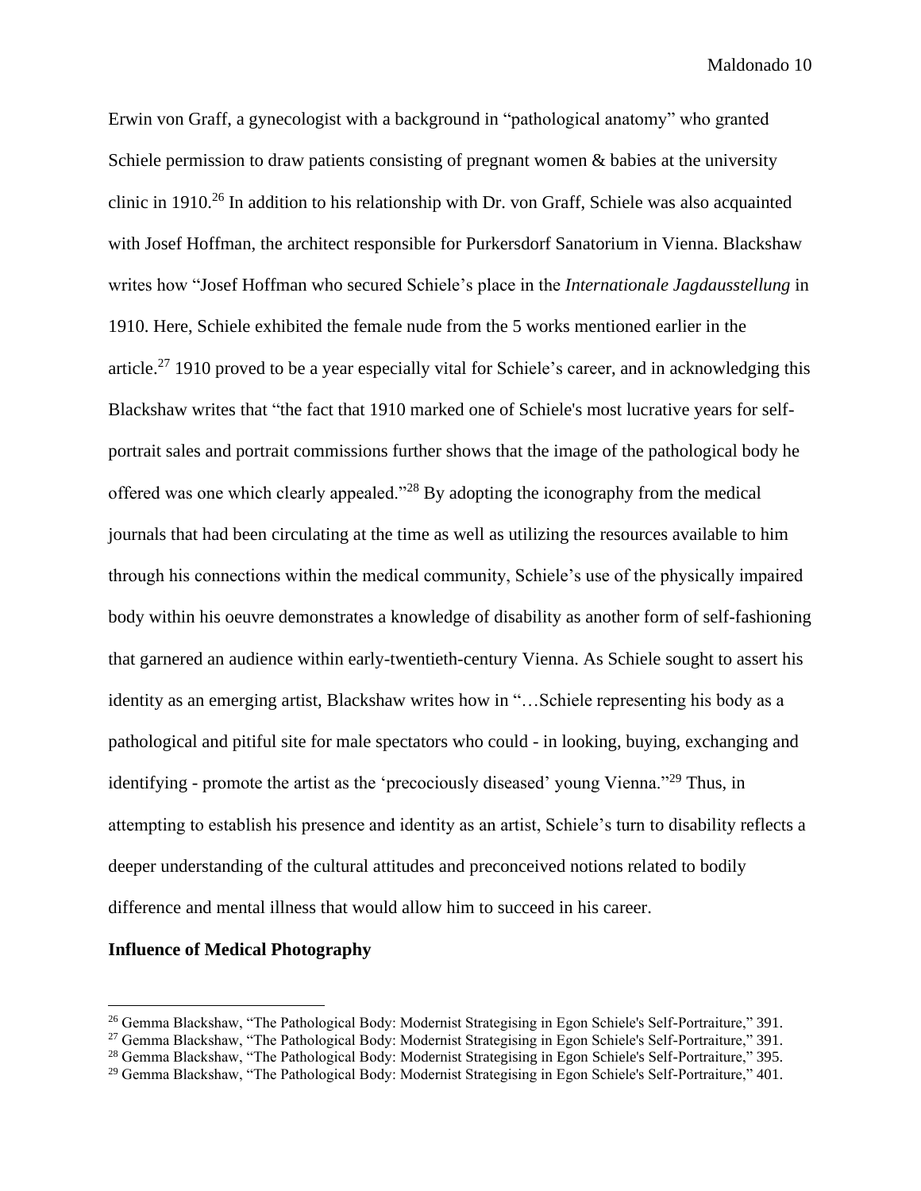Erwin von Graff, a gynecologist with a background in "pathological anatomy" who granted Schiele permission to draw patients consisting of pregnant women & babies at the university clinic in 1910.[26] In addition to his relationship with Dr. von Graff, Schiele was also acquainted with Josef Hoffman, the architect responsible for Purkersdorf Sanatorium in Vienna. Blackshaw writes how "Josef Hoffman who secured Schiele's place in the *Internationale Jagdausstellung* in 1910. Here, Schiele exhibited the female nude from the 5 works mentioned earlier in the article.[27] 1910 proved to be a year especially vital for Schiele's career, and in acknowledging this Blackshaw writes that "the fact that 1910 marked one of Schiele's most lucrative years for self-portrait sales and portrait commissions further shows that the image of the pathological body he offered was one which clearly appealed."[28] By adopting the iconography from the medical journals that had been circulating at the time as well as utilizing the resources available to him through his connections within the medical community, Schiele's use of the physically impaired body within his oeuvre demonstrates a knowledge of disability as another form of self-fashioning that garnered an audience within early-twentieth-century Vienna. As Schiele sought to assert his identity as an emerging artist, Blackshaw writes how in "…Schiele representing his body as a pathological and pitiful site for male spectators who could - in looking, buying, exchanging and identifying - promote the artist as the 'precociously diseased' young Vienna."[29] Thus, in attempting to establish his presence and identity as an artist, Schiele's turn to disability reflects a deeper understanding of the cultural attitudes and preconceived notions related to bodily difference and mental illness that would allow him to succeed in his career.

**Influence of Medical Photography**

[26] Gemma Blackshaw, "The Pathological Body: Modernist Strategising in Egon Schiele's Self-Portraiture," 391.
[27] Gemma Blackshaw, "The Pathological Body: Modernist Strategising in Egon Schiele's Self-Portraiture," 391.
[28] Gemma Blackshaw, "The Pathological Body: Modernist Strategising in Egon Schiele's Self-Portraiture," 395.
[29] Gemma Blackshaw, "The Pathological Body: Modernist Strategising in Egon Schiele's Self-Portraiture," 401.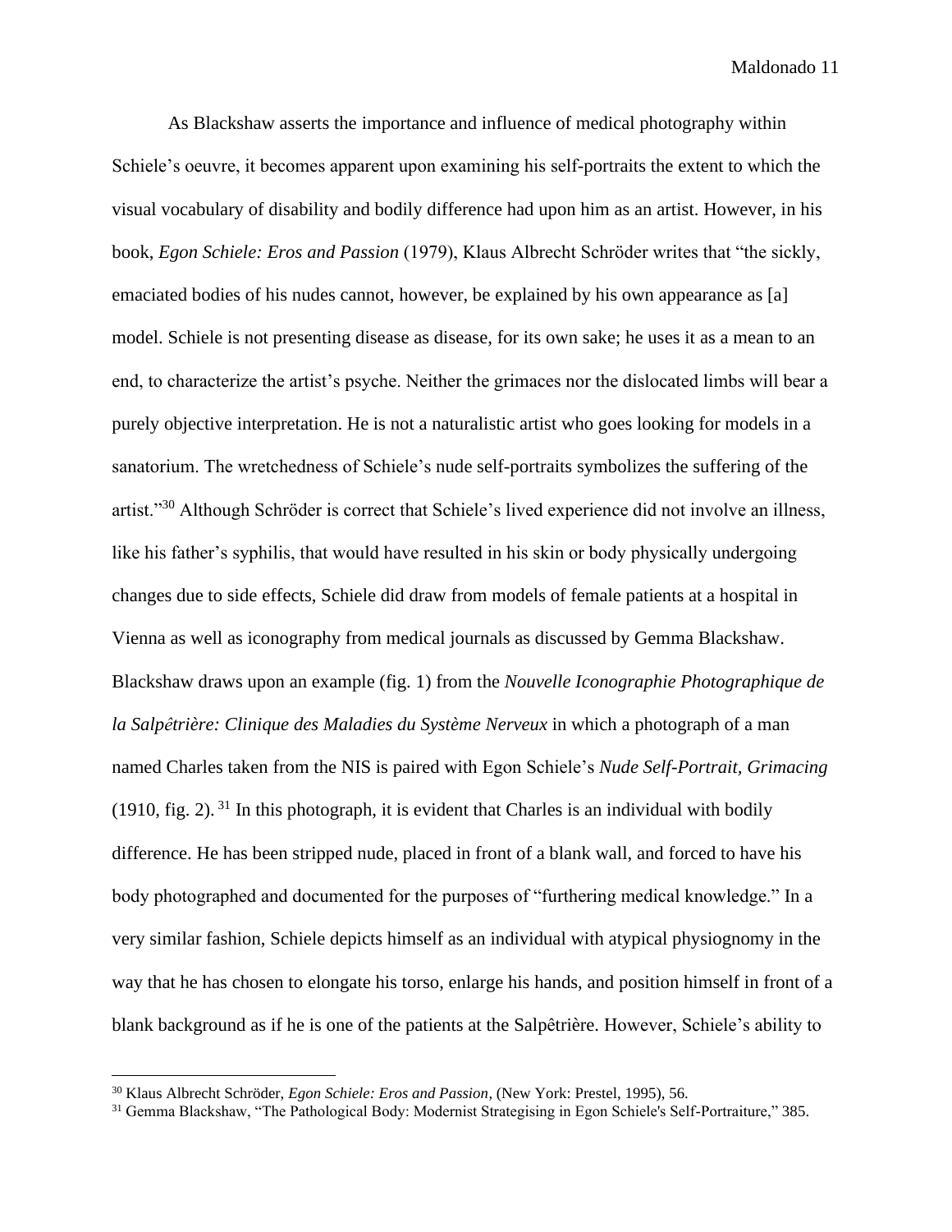As Blackshaw asserts the importance and influence of medical photography within Schiele's oeuvre, it becomes apparent upon examining his self-portraits the extent to which the visual vocabulary of disability and bodily difference had upon him as an artist. However, in his book, *Egon Schiele: Eros and Passion* (1979), Klaus Albrecht Schröder writes that "the sickly, emaciated bodies of his nudes cannot, however, be explained by his own appearance as [a] model. Schiele is not presenting disease as disease, for its own sake; he uses it as a mean to an end, to characterize the artist's psyche. Neither the grimaces nor the dislocated limbs will bear a purely objective interpretation. He is not a naturalistic artist who goes looking for models in a sanatorium. The wretchedness of Schiele's nude self-portraits symbolizes the suffering of the artist."[30] Although Schröder is correct that Schiele's lived experience did not involve an illness, like his father's syphilis, that would have resulted in his skin or body physically undergoing changes due to side effects, Schiele did draw from models of female patients at a hospital in Vienna as well as iconography from medical journals as discussed by Gemma Blackshaw. Blackshaw draws upon an example (fig. 1) from the *Nouvelle Iconographie Photographique de la Salpêtrière: Clinique des Maladies du Système Nerveux* in which a photograph of a man named Charles taken from the NIS is paired with Egon Schiele's *Nude Self-Portrait, Grimacing* (1910, fig. 2).[31] In this photograph, it is evident that Charles is an individual with bodily difference. He has been stripped nude, placed in front of a blank wall, and forced to have his body photographed and documented for the purposes of "furthering medical knowledge." In a very similar fashion, Schiele depicts himself as an individual with atypical physiognomy in the way that he has chosen to elongate his torso, enlarge his hands, and position himself in front of a blank background as if he is one of the patients at the Salpêtrière. However, Schiele's ability to

---

[30] Klaus Albrecht Schröder, *Egon Schiele: Eros and Passion*, (New York: Prestel, 1995), 56.

[31] Gemma Blackshaw, "The Pathological Body: Modernist Strategising in Egon Schiele's Self-Portraiture," 385.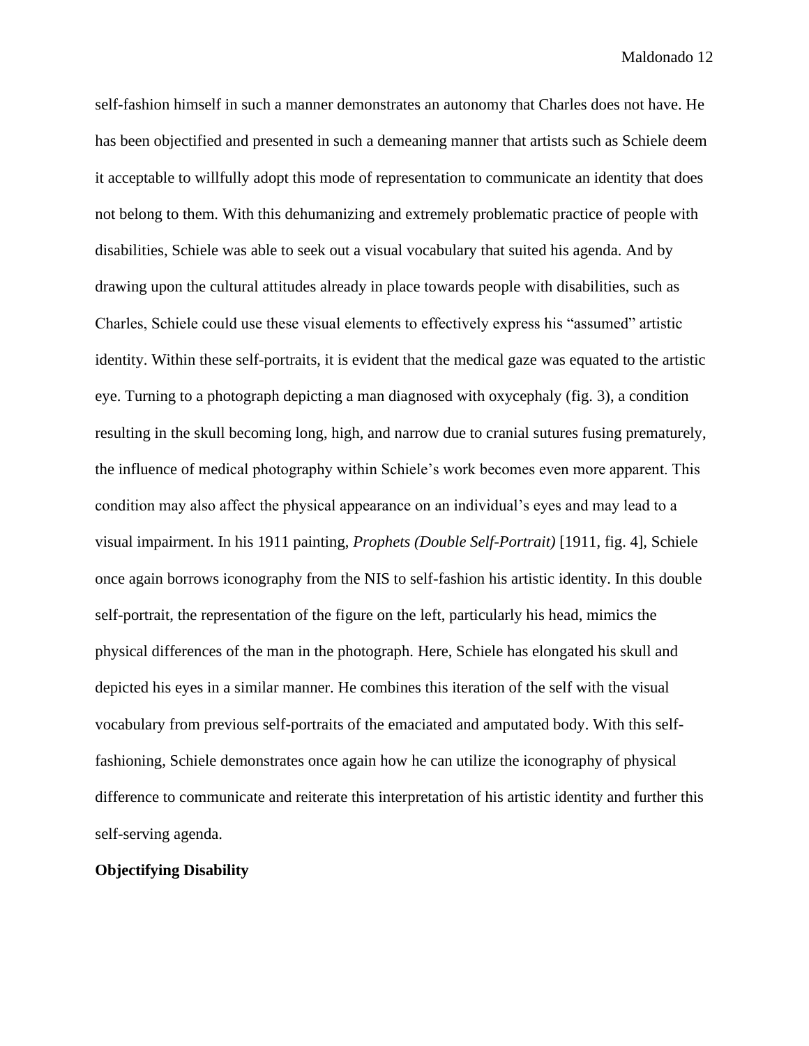self-fashion himself in such a manner demonstrates an autonomy that Charles does not have. He has been objectified and presented in such a demeaning manner that artists such as Schiele deem it acceptable to willfully adopt this mode of representation to communicate an identity that does not belong to them. With this dehumanizing and extremely problematic practice of people with disabilities, Schiele was able to seek out a visual vocabulary that suited his agenda. And by drawing upon the cultural attitudes already in place towards people with disabilities, such as Charles, Schiele could use these visual elements to effectively express his "assumed" artistic identity. Within these self-portraits, it is evident that the medical gaze was equated to the artistic eye. Turning to a photograph depicting a man diagnosed with oxycephaly (fig. 3), a condition resulting in the skull becoming long, high, and narrow due to cranial sutures fusing prematurely, the influence of medical photography within Schiele's work becomes even more apparent. This condition may also affect the physical appearance on an individual's eyes and may lead to a visual impairment. In his 1911 painting, *Prophets (Double Self-Portrait)* [1911, fig. 4], Schiele once again borrows iconography from the NIS to self-fashion his artistic identity. In this double self-portrait, the representation of the figure on the left, particularly his head, mimics the physical differences of the man in the photograph. Here, Schiele has elongated his skull and depicted his eyes in a similar manner. He combines this iteration of the self with the visual vocabulary from previous self-portraits of the emaciated and amputated body. With this self-fashioning, Schiele demonstrates once again how he can utilize the iconography of physical difference to communicate and reiterate this interpretation of his artistic identity and further this self-serving agenda.

**Objectifying Disability**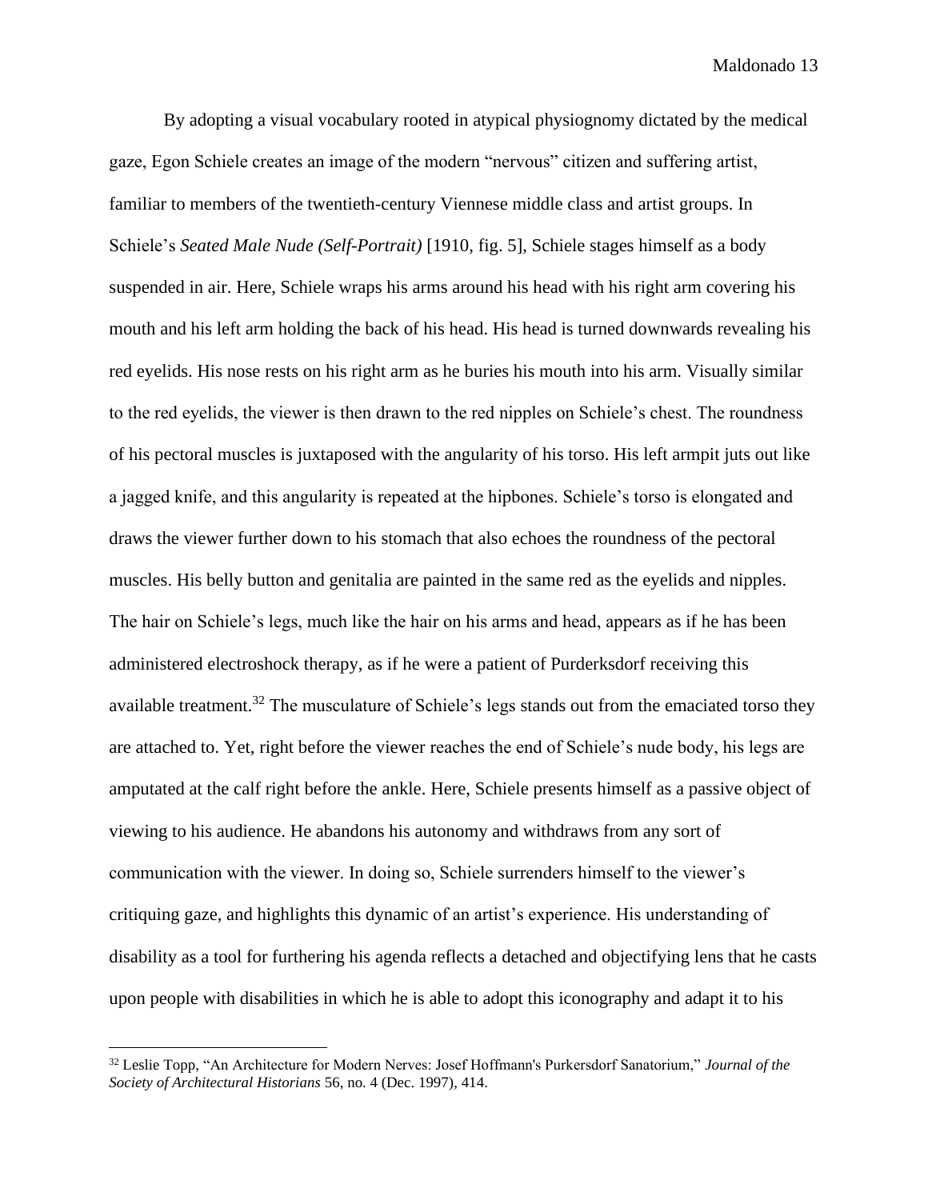By adopting a visual vocabulary rooted in atypical physiognomy dictated by the medical gaze, Egon Schiele creates an image of the modern "nervous" citizen and suffering artist, familiar to members of the twentieth-century Viennese middle class and artist groups. In Schiele's *Seated Male Nude (Self-Portrait)* [1910, fig. 5], Schiele stages himself as a body suspended in air. Here, Schiele wraps his arms around his head with his right arm covering his mouth and his left arm holding the back of his head. His head is turned downwards revealing his red eyelids. His nose rests on his right arm as he buries his mouth into his arm. Visually similar to the red eyelids, the viewer is then drawn to the red nipples on Schiele's chest. The roundness of his pectoral muscles is juxtaposed with the angularity of his torso. His left armpit juts out like a jagged knife, and this angularity is repeated at the hipbones. Schiele's torso is elongated and draws the viewer further down to his stomach that also echoes the roundness of the pectoral muscles. His belly button and genitalia are painted in the same red as the eyelids and nipples. The hair on Schiele's legs, much like the hair on his arms and head, appears as if he has been administered electroshock therapy, as if he were a patient of Purderksdorf receiving this available treatment.[32] The musculature of Schiele's legs stands out from the emaciated torso they are attached to. Yet, right before the viewer reaches the end of Schiele's nude body, his legs are amputated at the calf right before the ankle. Here, Schiele presents himself as a passive object of viewing to his audience. He abandons his autonomy and withdraws from any sort of communication with the viewer. In doing so, Schiele surrenders himself to the viewer's critiquing gaze, and highlights this dynamic of an artist's experience. His understanding of disability as a tool for furthering his agenda reflects a detached and objectifying lens that he casts upon people with disabilities in which he is able to adopt this iconography and adapt it to his

---

[32] Leslie Topp, "An Architecture for Modern Nerves: Josef Hoffmann's Purkersdorf Sanatorium," *Journal of the Society of Architectural Historians* 56, no. 4 (Dec. 1997), 414.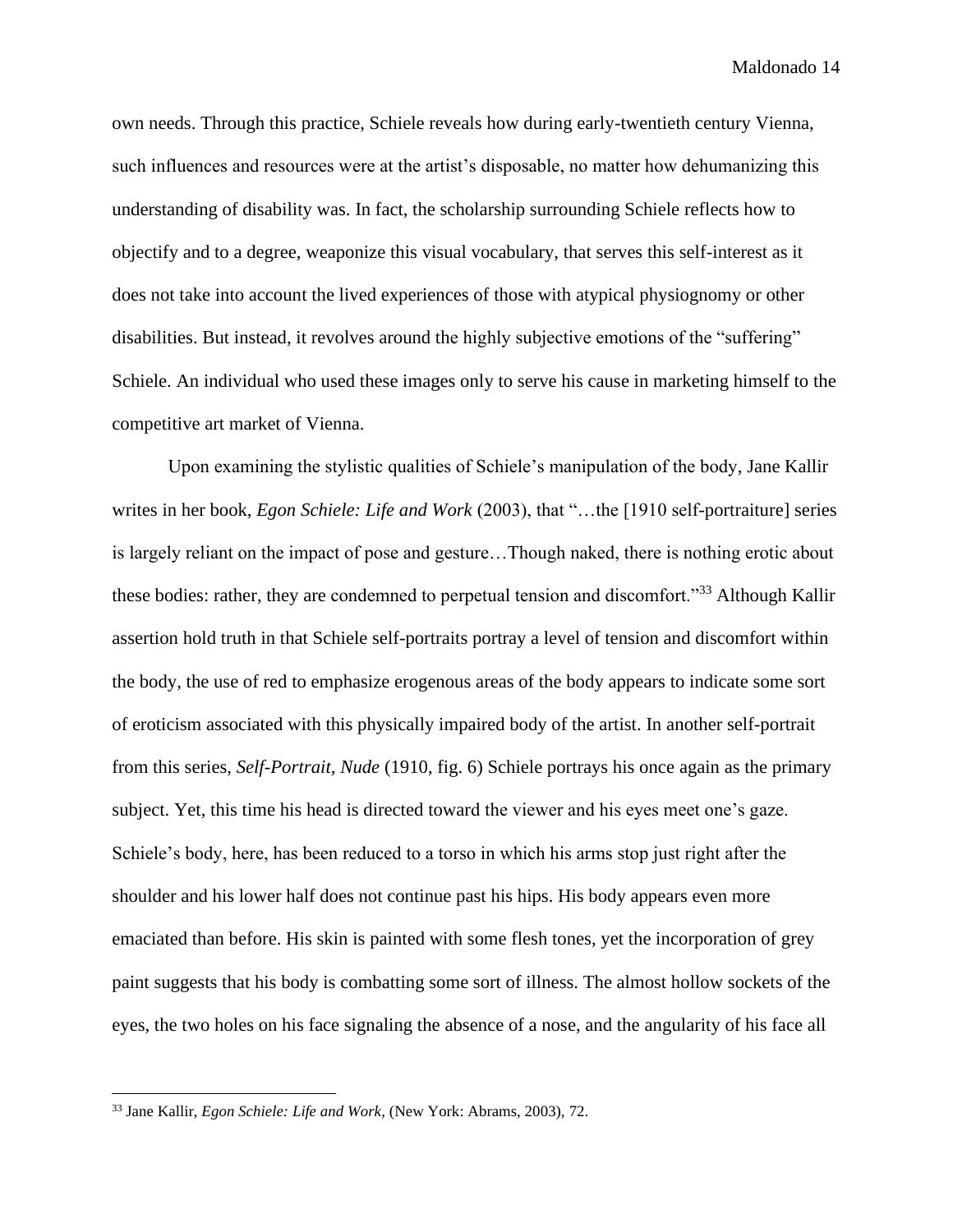own needs. Through this practice, Schiele reveals how during early-twentieth century Vienna, such influences and resources were at the artist's disposable, no matter how dehumanizing this understanding of disability was. In fact, the scholarship surrounding Schiele reflects how to objectify and to a degree, weaponize this visual vocabulary, that serves this self-interest as it does not take into account the lived experiences of those with atypical physiognomy or other disabilities. But instead, it revolves around the highly subjective emotions of the "suffering" Schiele. An individual who used these images only to serve his cause in marketing himself to the competitive art market of Vienna.

Upon examining the stylistic qualities of Schiele's manipulation of the body, Jane Kallir writes in her book, *Egon Schiele: Life and Work* (2003), that "…the [1910 self-portraiture] series is largely reliant on the impact of pose and gesture…Though naked, there is nothing erotic about these bodies: rather, they are condemned to perpetual tension and discomfort."[33] Although Kallir assertion hold truth in that Schiele self-portraits portray a level of tension and discomfort within the body, the use of red to emphasize erogenous areas of the body appears to indicate some sort of eroticism associated with this physically impaired body of the artist. In another self-portrait from this series, *Self-Portrait, Nude* (1910, fig. 6) Schiele portrays his once again as the primary subject. Yet, this time his head is directed toward the viewer and his eyes meet one's gaze. Schiele's body, here, has been reduced to a torso in which his arms stop just right after the shoulder and his lower half does not continue past his hips. His body appears even more emaciated than before. His skin is painted with some flesh tones, yet the incorporation of grey paint suggests that his body is combatting some sort of illness. The almost hollow sockets of the eyes, the two holes on his face signaling the absence of a nose, and the angularity of his face all

---

[33] Jane Kallir, *Egon Schiele: Life and Work*, (New York: Abrams, 2003), 72.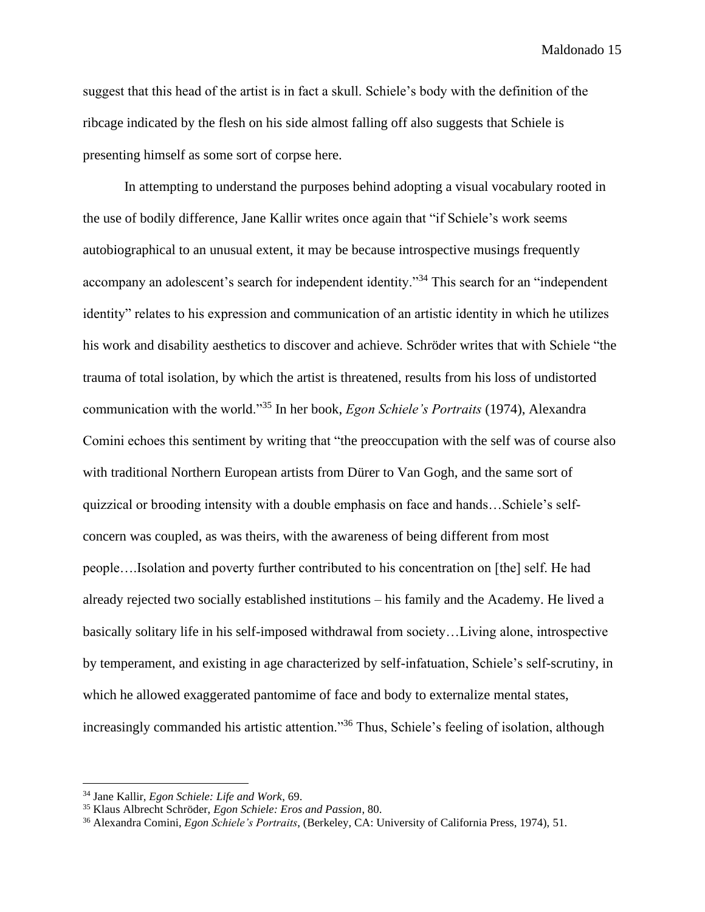suggest that this head of the artist is in fact a skull. Schiele's body with the definition of the ribcage indicated by the flesh on his side almost falling off also suggests that Schiele is presenting himself as some sort of corpse here.

In attempting to understand the purposes behind adopting a visual vocabulary rooted in the use of bodily difference, Jane Kallir writes once again that "if Schiele's work seems autobiographical to an unusual extent, it may be because introspective musings frequently accompany an adolescent's search for independent identity."[34] This search for an "independent identity" relates to his expression and communication of an artistic identity in which he utilizes his work and disability aesthetics to discover and achieve. Schröder writes that with Schiele "the trauma of total isolation, by which the artist is threatened, results from his loss of undistorted communication with the world."[35] In her book, *Egon Schiele's Portraits* (1974), Alexandra Comini echoes this sentiment by writing that "the preoccupation with the self was of course also with traditional Northern European artists from Dürer to Van Gogh, and the same sort of quizzical or brooding intensity with a double emphasis on face and hands…Schiele's self-concern was coupled, as was theirs, with the awareness of being different from most people….Isolation and poverty further contributed to his concentration on [the] self. He had already rejected two socially established institutions – his family and the Academy. He lived a basically solitary life in his self-imposed withdrawal from society…Living alone, introspective by temperament, and existing in age characterized by self-infatuation, Schiele's self-scrutiny, in which he allowed exaggerated pantomime of face and body to externalize mental states, increasingly commanded his artistic attention."[36] Thus, Schiele's feeling of isolation, although

---

[34] Jane Kallir, *Egon Schiele: Life and Work*, 69.

[35] Klaus Albrecht Schröder, *Egon Schiele: Eros and Passion*, 80.

[36] Alexandra Comini, *Egon Schiele's Portraits*, (Berkeley, CA: University of California Press, 1974), 51.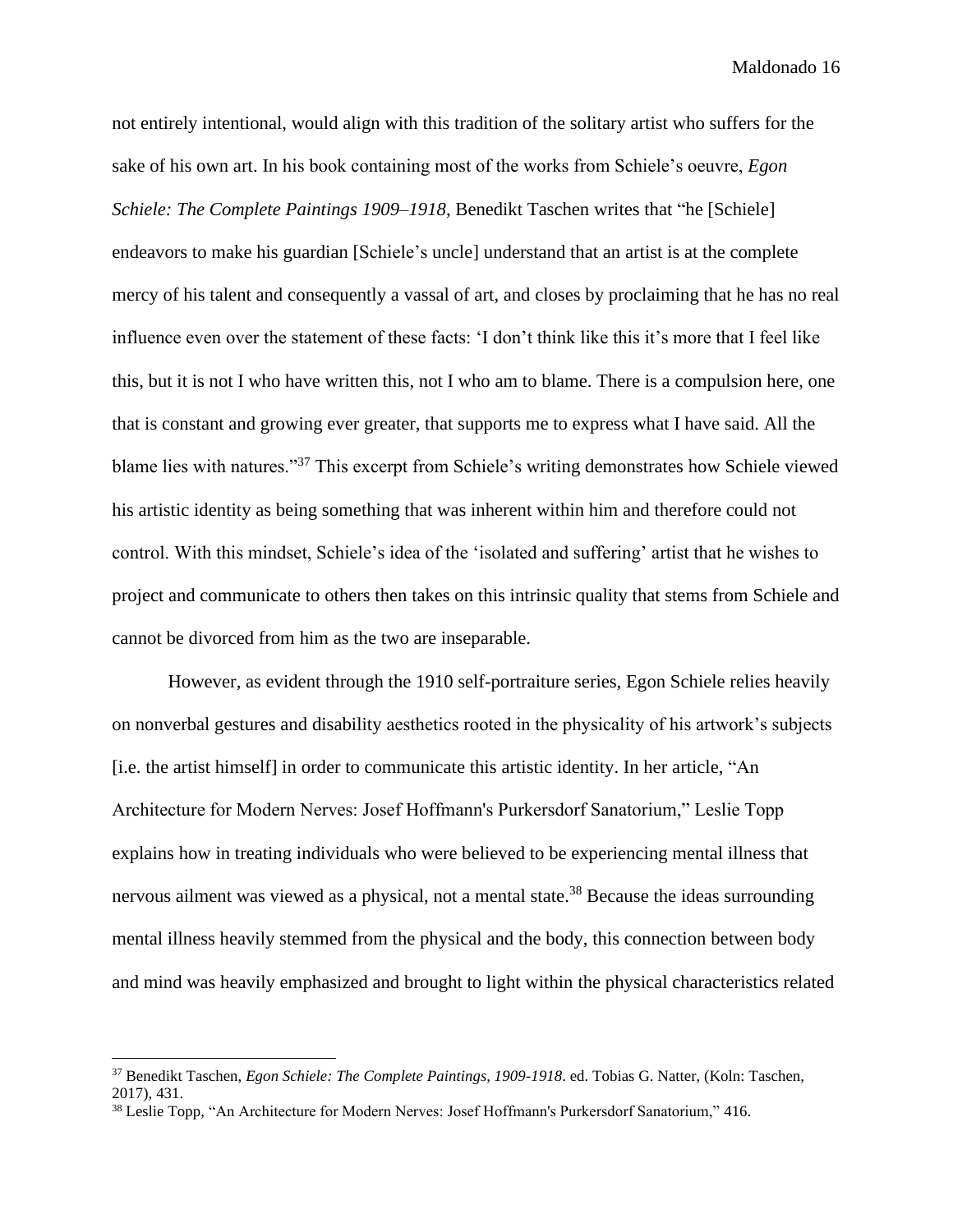not entirely intentional, would align with this tradition of the solitary artist who suffers for the sake of his own art. In his book containing most of the works from Schiele's oeuvre, *Egon Schiele: The Complete Paintings 1909–1918*, Benedikt Taschen writes that "he [Schiele] endeavors to make his guardian [Schiele's uncle] understand that an artist is at the complete mercy of his talent and consequently a vassal of art, and closes by proclaiming that he has no real influence even over the statement of these facts: 'I don't think like this it's more that I feel like this, but it is not I who have written this, not I who am to blame. There is a compulsion here, one that is constant and growing ever greater, that supports me to express what I have said. All the blame lies with natures."[37] This excerpt from Schiele's writing demonstrates how Schiele viewed his artistic identity as being something that was inherent within him and therefore could not control. With this mindset, Schiele's idea of the 'isolated and suffering' artist that he wishes to project and communicate to others then takes on this intrinsic quality that stems from Schiele and cannot be divorced from him as the two are inseparable.

However, as evident through the 1910 self-portraiture series, Egon Schiele relies heavily on nonverbal gestures and disability aesthetics rooted in the physicality of his artwork's subjects [i.e. the artist himself] in order to communicate this artistic identity. In her article, "An Architecture for Modern Nerves: Josef Hoffmann's Purkersdorf Sanatorium," Leslie Topp explains how in treating individuals who were believed to be experiencing mental illness that nervous ailment was viewed as a physical, not a mental state.[38] Because the ideas surrounding mental illness heavily stemmed from the physical and the body, this connection between body and mind was heavily emphasized and brought to light within the physical characteristics related

---

[37] Benedikt Taschen, *Egon Schiele: The Complete Paintings, 1909-1918*. ed. Tobias G. Natter, (Koln: Taschen, 2017), 431.

[38] Leslie Topp, "An Architecture for Modern Nerves: Josef Hoffmann's Purkersdorf Sanatorium," 416.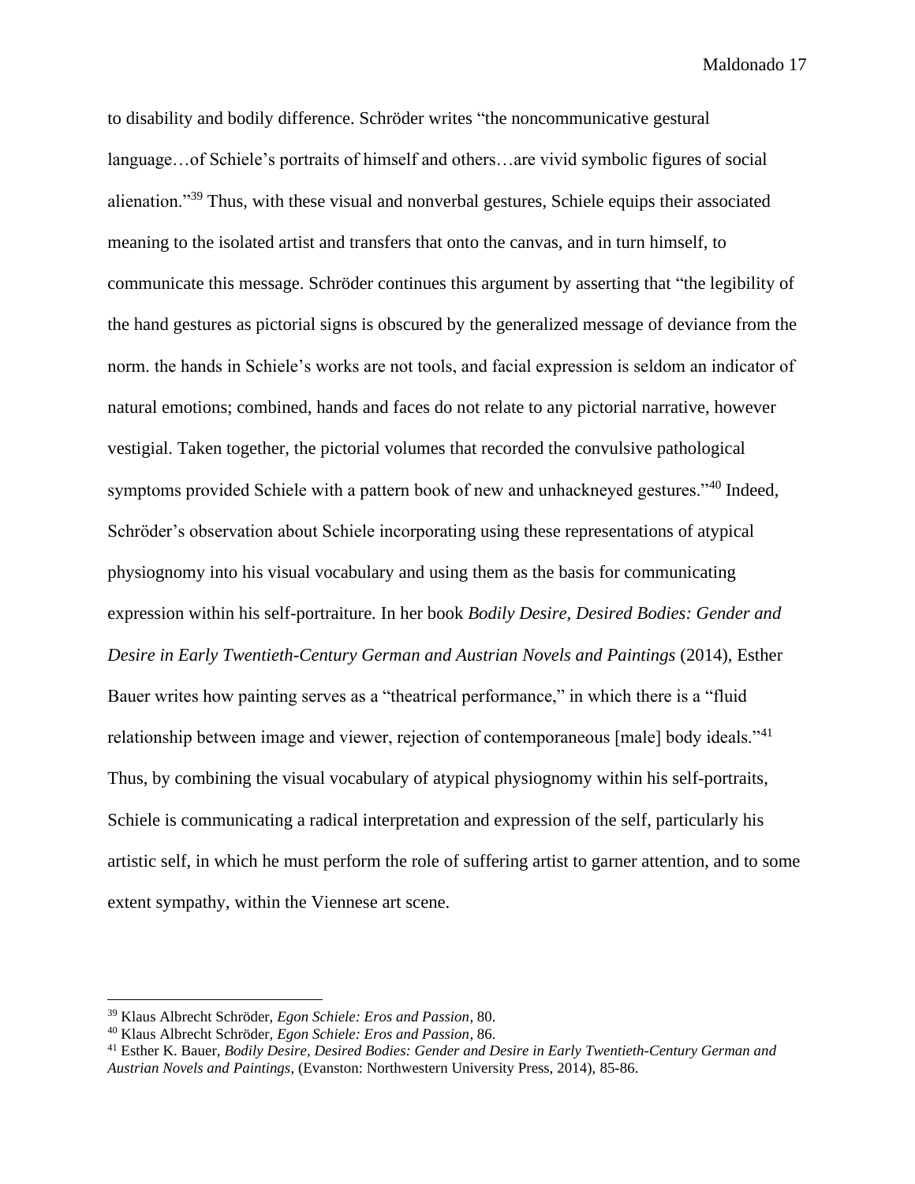to disability and bodily difference. Schröder writes "the noncommunicative gestural language…of Schiele's portraits of himself and others…are vivid symbolic figures of social alienation."[39] Thus, with these visual and nonverbal gestures, Schiele equips their associated meaning to the isolated artist and transfers that onto the canvas, and in turn himself, to communicate this message. Schröder continues this argument by asserting that "the legibility of the hand gestures as pictorial signs is obscured by the generalized message of deviance from the norm. the hands in Schiele's works are not tools, and facial expression is seldom an indicator of natural emotions; combined, hands and faces do not relate to any pictorial narrative, however vestigial. Taken together, the pictorial volumes that recorded the convulsive pathological symptoms provided Schiele with a pattern book of new and unhackneyed gestures."[40] Indeed, Schröder's observation about Schiele incorporating using these representations of atypical physiognomy into his visual vocabulary and using them as the basis for communicating expression within his self-portraiture. In her book *Bodily Desire, Desired Bodies: Gender and Desire in Early Twentieth-Century German and Austrian Novels and Paintings* (2014), Esther Bauer writes how painting serves as a "theatrical performance," in which there is a "fluid relationship between image and viewer, rejection of contemporaneous [male] body ideals."[41] Thus, by combining the visual vocabulary of atypical physiognomy within his self-portraits, Schiele is communicating a radical interpretation and expression of the self, particularly his artistic self, in which he must perform the role of suffering artist to garner attention, and to some extent sympathy, within the Viennese art scene.

---

[39] Klaus Albrecht Schröder, *Egon Schiele: Eros and Passion*, 80.

[40] Klaus Albrecht Schröder, *Egon Schiele: Eros and Passion*, 86.

[41] Esther K. Bauer, *Bodily Desire, Desired Bodies: Gender and Desire in Early Twentieth-Century German and Austrian Novels and Paintings*, (Evanston: Northwestern University Press, 2014), 85-86.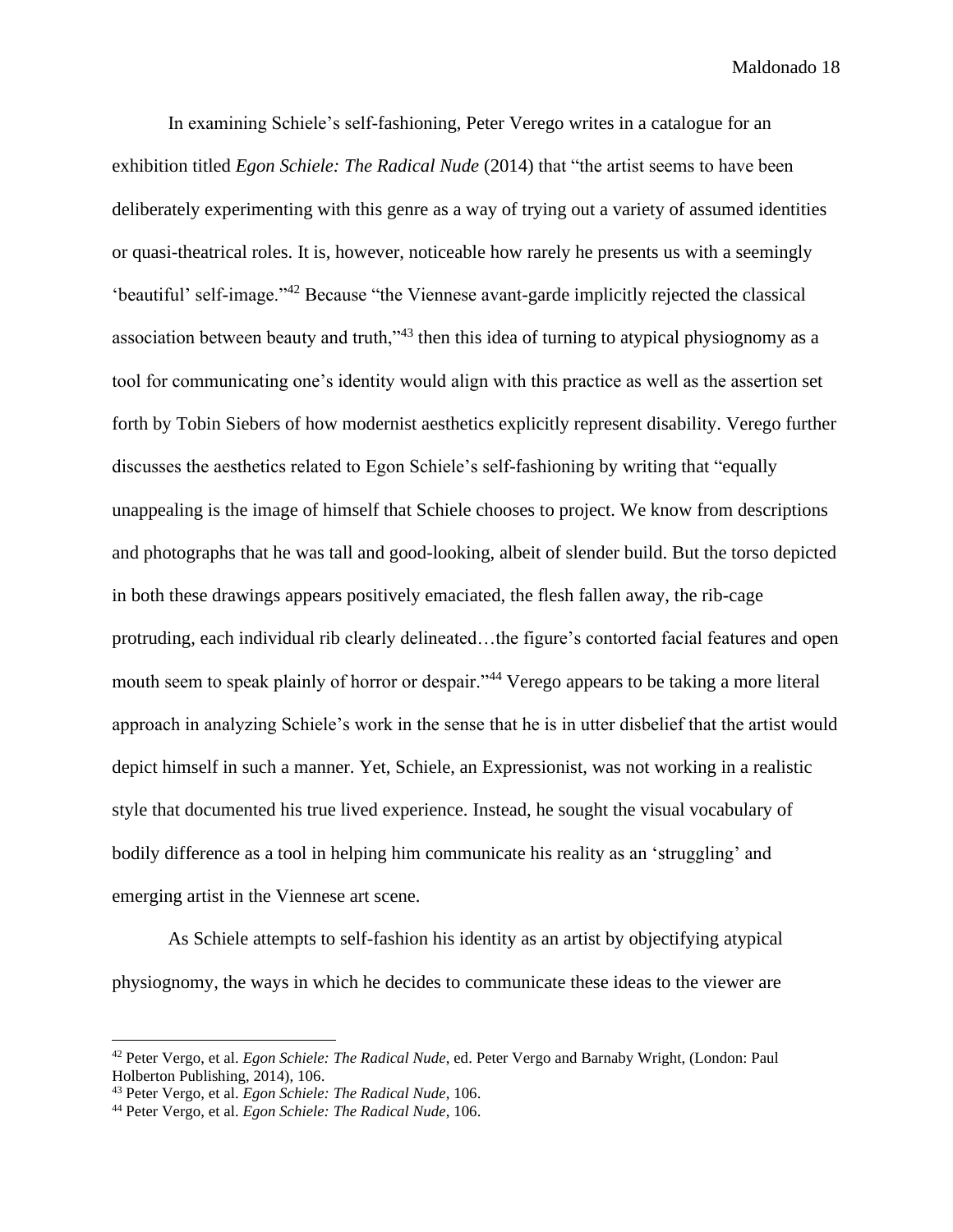In examining Schiele's self-fashioning, Peter Verego writes in a catalogue for an exhibition titled *Egon Schiele: The Radical Nude* (2014) that "the artist seems to have been deliberately experimenting with this genre as a way of trying out a variety of assumed identities or quasi-theatrical roles. It is, however, noticeable how rarely he presents us with a seemingly 'beautiful' self-image."[42] Because "the Viennese avant-garde implicitly rejected the classical association between beauty and truth,"[43] then this idea of turning to atypical physiognomy as a tool for communicating one's identity would align with this practice as well as the assertion set forth by Tobin Siebers of how modernist aesthetics explicitly represent disability. Verego further discusses the aesthetics related to Egon Schiele's self-fashioning by writing that "equally unappealing is the image of himself that Schiele chooses to project. We know from descriptions and photographs that he was tall and good-looking, albeit of slender build. But the torso depicted in both these drawings appears positively emaciated, the flesh fallen away, the rib-cage protruding, each individual rib clearly delineated…the figure's contorted facial features and open mouth seem to speak plainly of horror or despair."[44] Verego appears to be taking a more literal approach in analyzing Schiele's work in the sense that he is in utter disbelief that the artist would depict himself in such a manner. Yet, Schiele, an Expressionist, was not working in a realistic style that documented his true lived experience. Instead, he sought the visual vocabulary of bodily difference as a tool in helping him communicate his reality as an 'struggling' and emerging artist in the Viennese art scene.

As Schiele attempts to self-fashion his identity as an artist by objectifying atypical physiognomy, the ways in which he decides to communicate these ideas to the viewer are

---

[42] Peter Vergo, et al. *Egon Schiele: The Radical Nude*, ed. Peter Vergo and Barnaby Wright, (London: Paul Holberton Publishing, 2014), 106.

[43] Peter Vergo, et al. *Egon Schiele: The Radical Nude*, 106.

[44] Peter Vergo, et al. *Egon Schiele: The Radical Nude*, 106.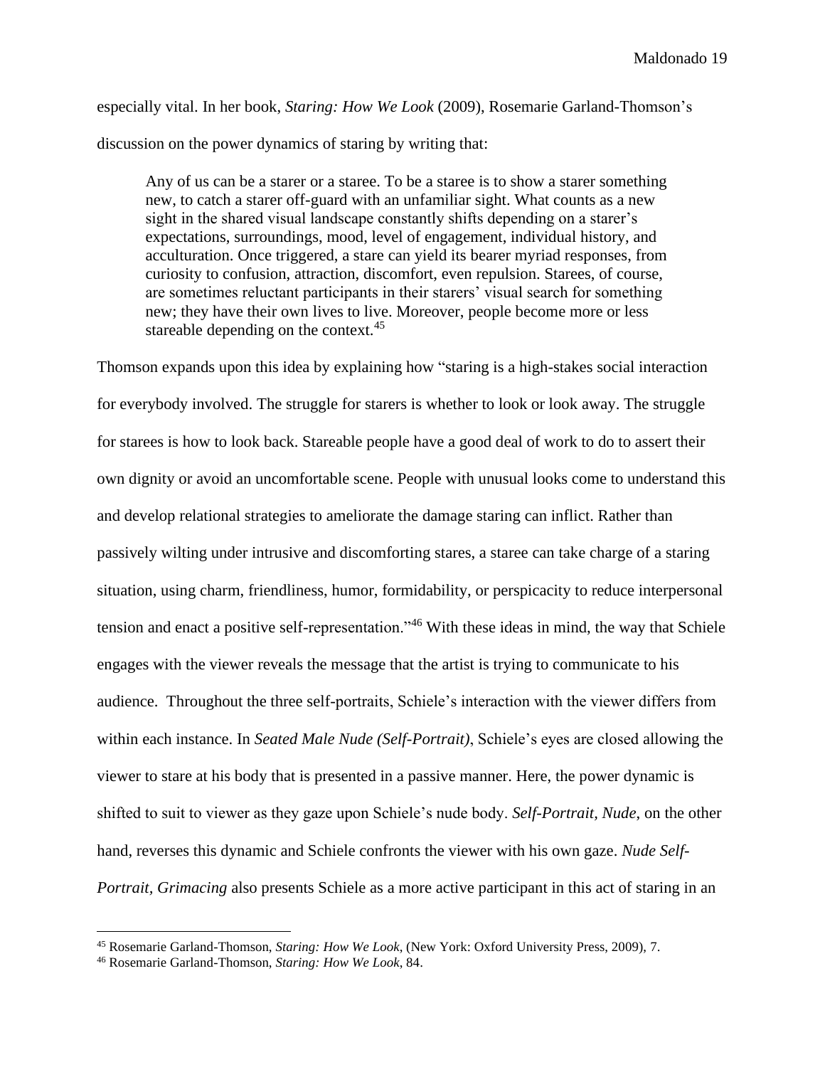especially vital. In her book, *Staring: How We Look* (2009), Rosemarie Garland-Thomson's discussion on the power dynamics of staring by writing that:

> Any of us can be a starer or a staree. To be a staree is to show a starer something new, to catch a starer off-guard with an unfamiliar sight. What counts as a new sight in the shared visual landscape constantly shifts depending on a starer's expectations, surroundings, mood, level of engagement, individual history, and acculturation. Once triggered, a stare can yield its bearer myriad responses, from curiosity to confusion, attraction, discomfort, even repulsion. Starees, of course, are sometimes reluctant participants in their starers' visual search for something new; they have their own lives to live. Moreover, people become more or less stareable depending on the context.[45]

Thomson expands upon this idea by explaining how "staring is a high-stakes social interaction for everybody involved. The struggle for starers is whether to look or look away. The struggle for starees is how to look back. Stareable people have a good deal of work to do to assert their own dignity or avoid an uncomfortable scene. People with unusual looks come to understand this and develop relational strategies to ameliorate the damage staring can inflict. Rather than passively wilting under intrusive and discomforting stares, a staree can take charge of a staring situation, using charm, friendliness, humor, formidability, or perspicacity to reduce interpersonal tension and enact a positive self-representation."[46] With these ideas in mind, the way that Schiele engages with the viewer reveals the message that the artist is trying to communicate to his audience. Throughout the three self-portraits, Schiele's interaction with the viewer differs from within each instance. In *Seated Male Nude (Self-Portrait)*, Schiele's eyes are closed allowing the viewer to stare at his body that is presented in a passive manner. Here, the power dynamic is shifted to suit to viewer as they gaze upon Schiele's nude body. *Self-Portrait, Nude*, on the other hand, reverses this dynamic and Schiele confronts the viewer with his own gaze. *Nude Self-Portrait, Grimacing* also presents Schiele as a more active participant in this act of staring in an

---

[45] Rosemarie Garland-Thomson, *Staring: How We Look*, (New York: Oxford University Press, 2009), 7.

[46] Rosemarie Garland-Thomson, *Staring: How We Look*, 84.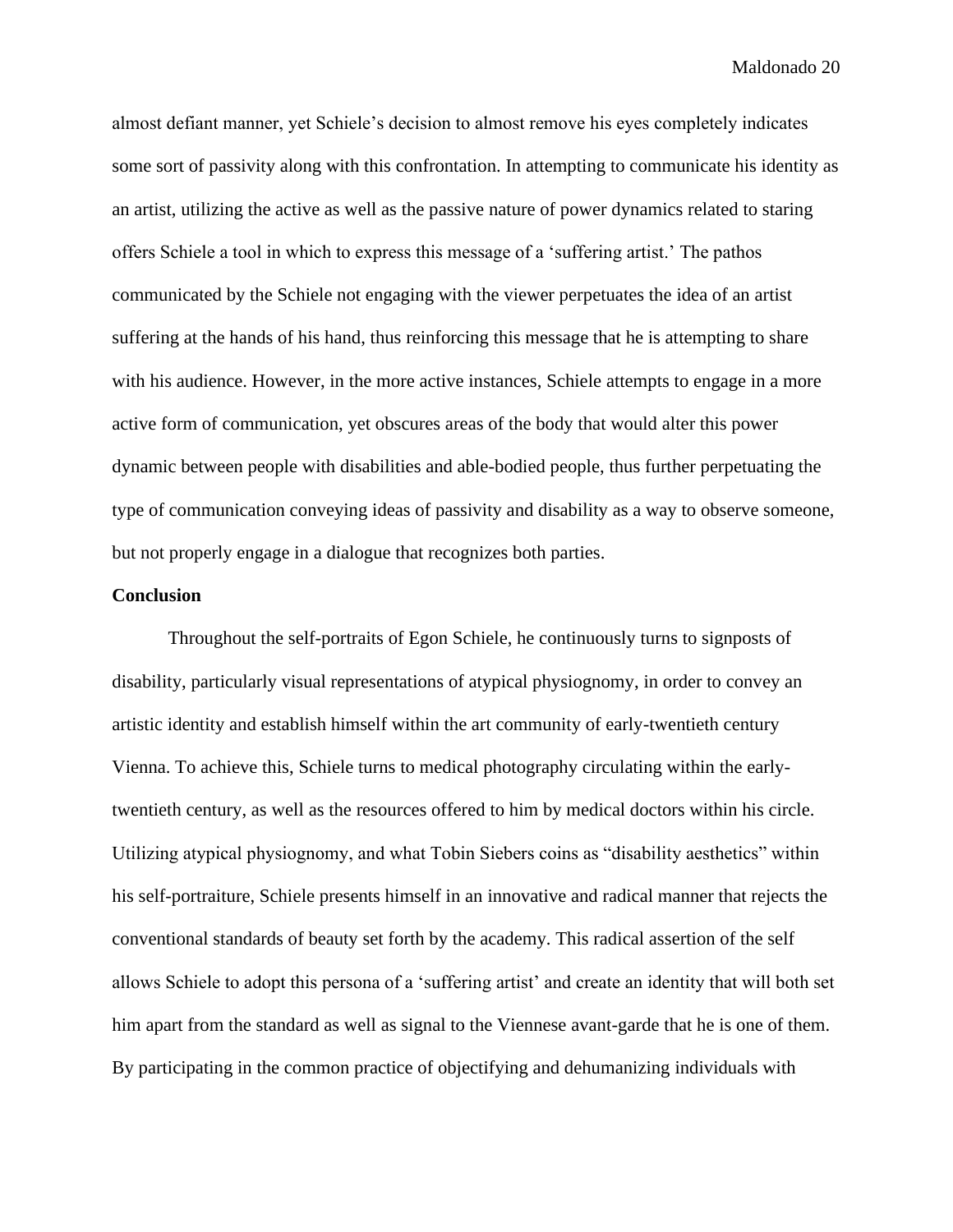almost defiant manner, yet Schiele's decision to almost remove his eyes completely indicates some sort of passivity along with this confrontation. In attempting to communicate his identity as an artist, utilizing the active as well as the passive nature of power dynamics related to staring offers Schiele a tool in which to express this message of a 'suffering artist.' The pathos communicated by the Schiele not engaging with the viewer perpetuates the idea of an artist suffering at the hands of his hand, thus reinforcing this message that he is attempting to share with his audience. However, in the more active instances, Schiele attempts to engage in a more active form of communication, yet obscures areas of the body that would alter this power dynamic between people with disabilities and able-bodied people, thus further perpetuating the type of communication conveying ideas of passivity and disability as a way to observe someone, but not properly engage in a dialogue that recognizes both parties.

**Conclusion**

Throughout the self-portraits of Egon Schiele, he continuously turns to signposts of disability, particularly visual representations of atypical physiognomy, in order to convey an artistic identity and establish himself within the art community of early-twentieth century Vienna. To achieve this, Schiele turns to medical photography circulating within the early-twentieth century, as well as the resources offered to him by medical doctors within his circle. Utilizing atypical physiognomy, and what Tobin Siebers coins as "disability aesthetics" within his self-portraiture, Schiele presents himself in an innovative and radical manner that rejects the conventional standards of beauty set forth by the academy. This radical assertion of the self allows Schiele to adopt this persona of a 'suffering artist' and create an identity that will both set him apart from the standard as well as signal to the Viennese avant-garde that he is one of them. By participating in the common practice of objectifying and dehumanizing individuals with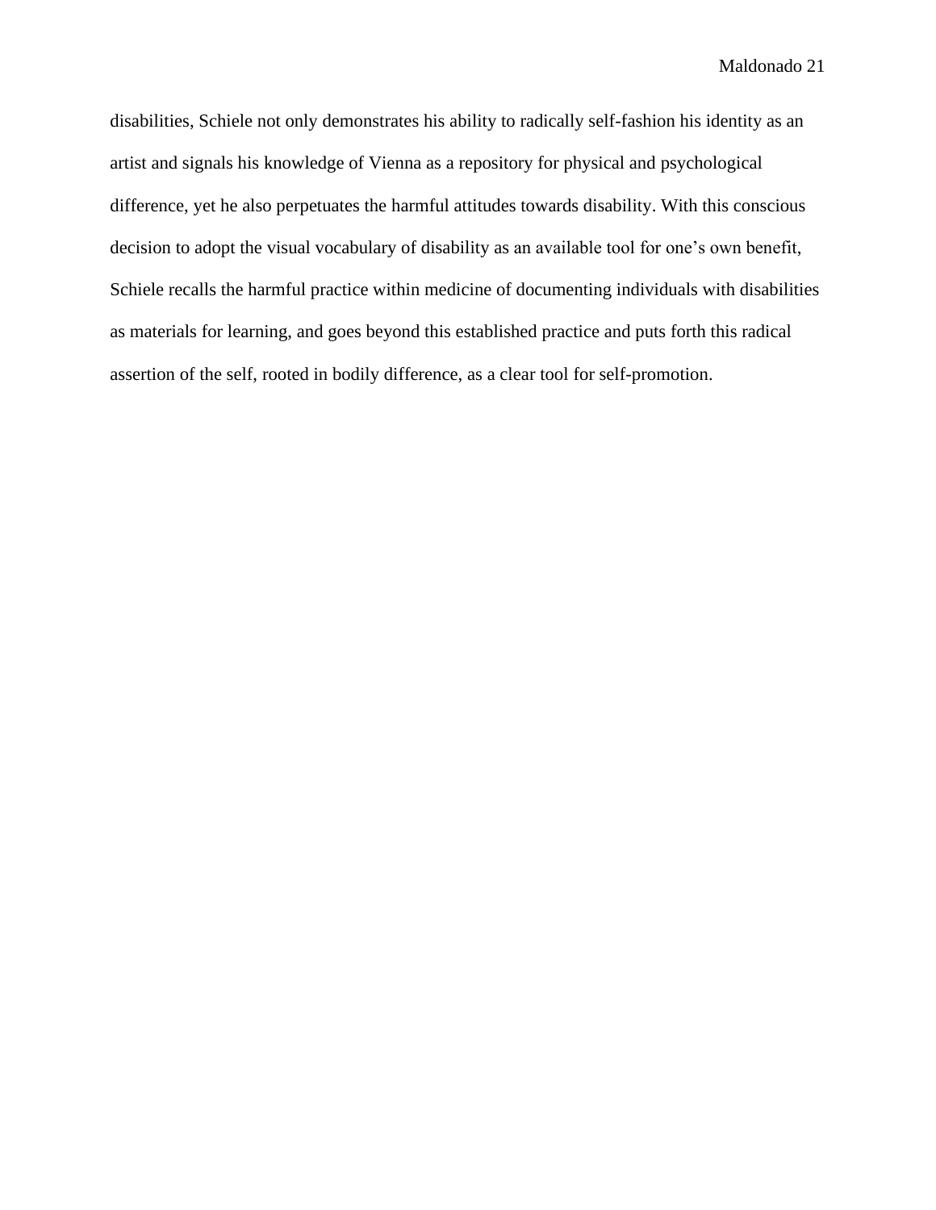disabilities, Schiele not only demonstrates his ability to radically self-fashion his identity as an artist and signals his knowledge of Vienna as a repository for physical and psychological difference, yet he also perpetuates the harmful attitudes towards disability. With this conscious decision to adopt the visual vocabulary of disability as an available tool for one's own benefit, Schiele recalls the harmful practice within medicine of documenting individuals with disabilities as materials for learning, and goes beyond this established practice and puts forth this radical assertion of the self, rooted in bodily difference, as a clear tool for self-promotion.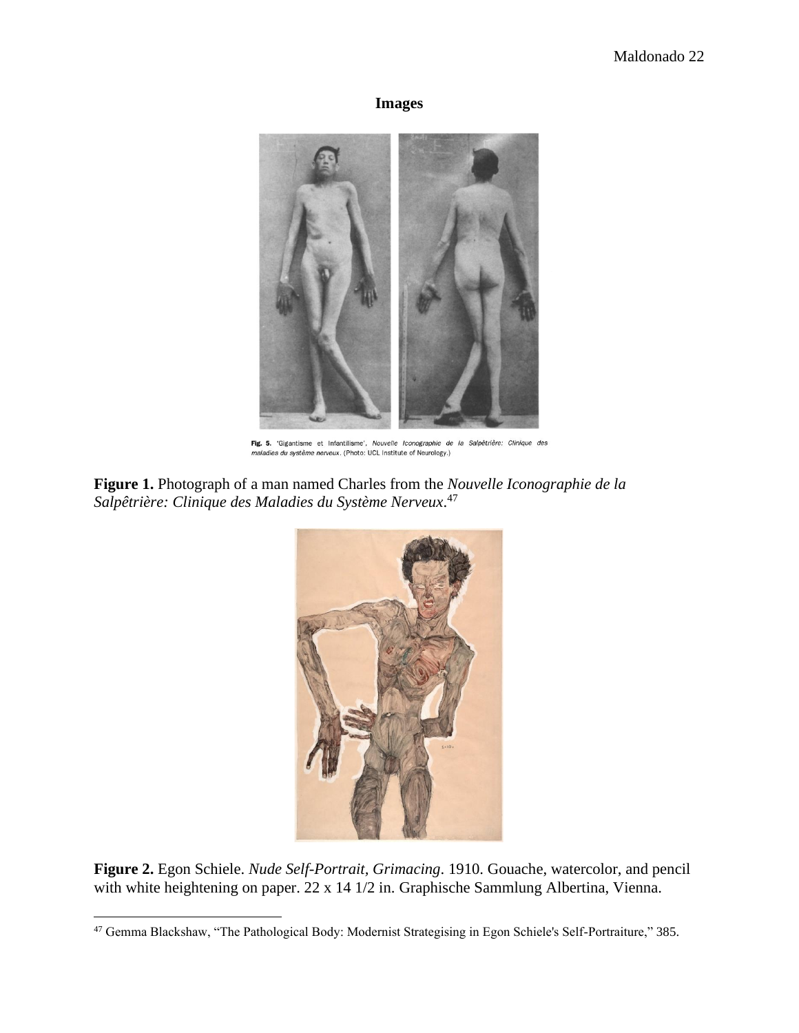# Images

Fig. 5. 'Gigantisme et Infantilisme', *Nouvelle Iconographie de la Salpêtrière: Clinique des maladies du système nerveux*. (Photo: UCL Institute of Neurology.)

**Figure 1.** Photograph of a man named Charles from the *Nouvelle Iconographie de la Salpêtrière: Clinique des Maladies du Système Nerveux*.[47]

**Figure 2.** Egon Schiele. *Nude Self-Portrait, Grimacing*. 1910. Gouache, watercolor, and pencil with white heightening on paper. 22 x 14 1/2 in. Graphische Sammlung Albertina, Vienna.

---

[47] Gemma Blackshaw, "The Pathological Body: Modernist Strategising in Egon Schiele's Self-Portraiture," 385.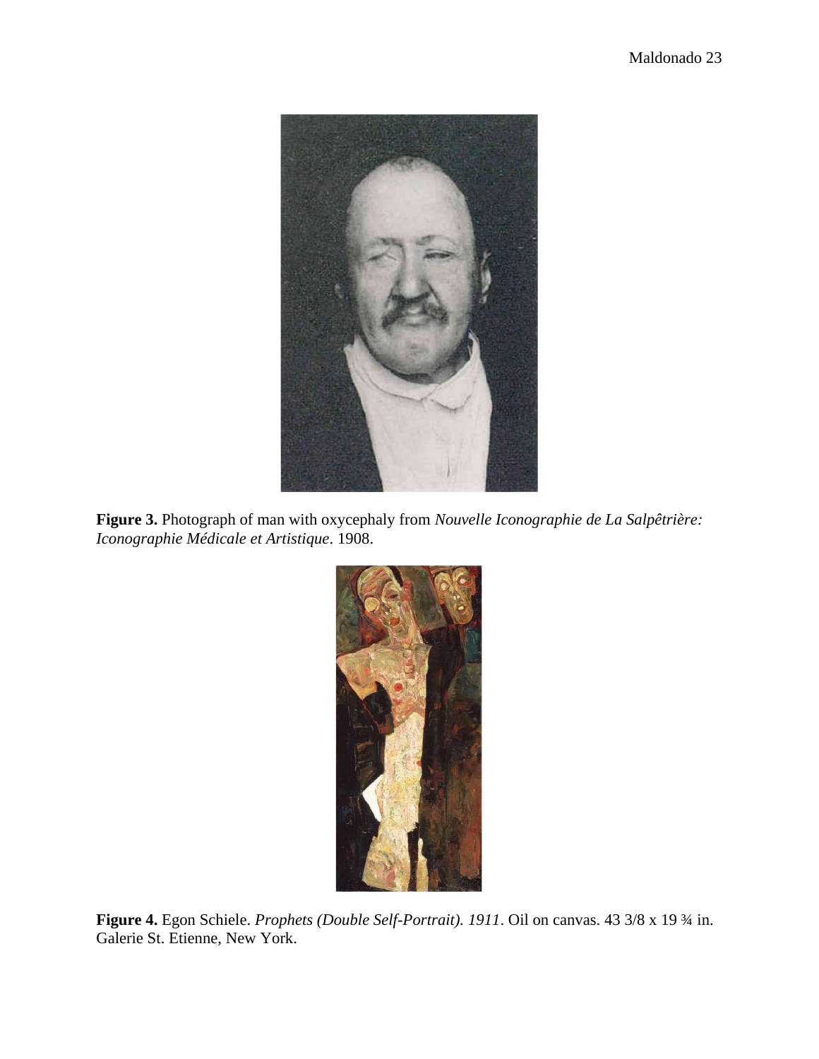**Figure 3.** Photograph of man with oxycephaly from *Nouvelle Iconographie de La Salpêtrière: Iconographie Médicale et Artistique*. 1908.

**Figure 4.** Egon Schiele. *Prophets (Double Self-Portrait). 1911*. Oil on canvas. 43 3/8 x 19 ¾ in. Galerie St. Etienne, New York.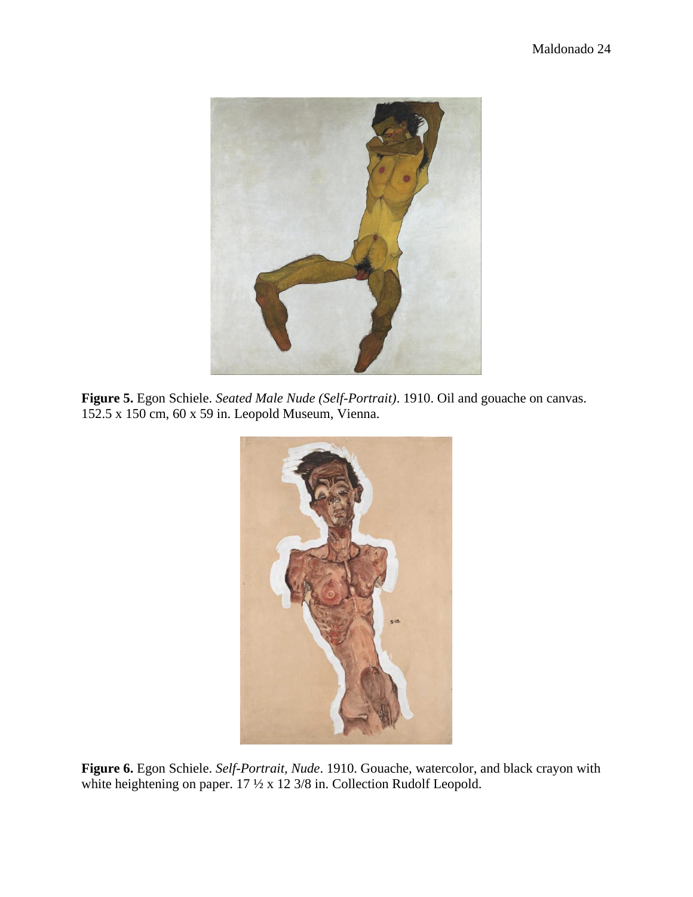**Figure 5.** Egon Schiele. *Seated Male Nude (Self-Portrait)*. 1910. Oil and gouache on canvas. 152.5 x 150 cm, 60 x 59 in. Leopold Museum, Vienna.

**Figure 6.** Egon Schiele. *Self-Portrait, Nude*. 1910. Gouache, watercolor, and black crayon with white heightening on paper. 17 ½ x 12 3/8 in. Collection Rudolf Leopold.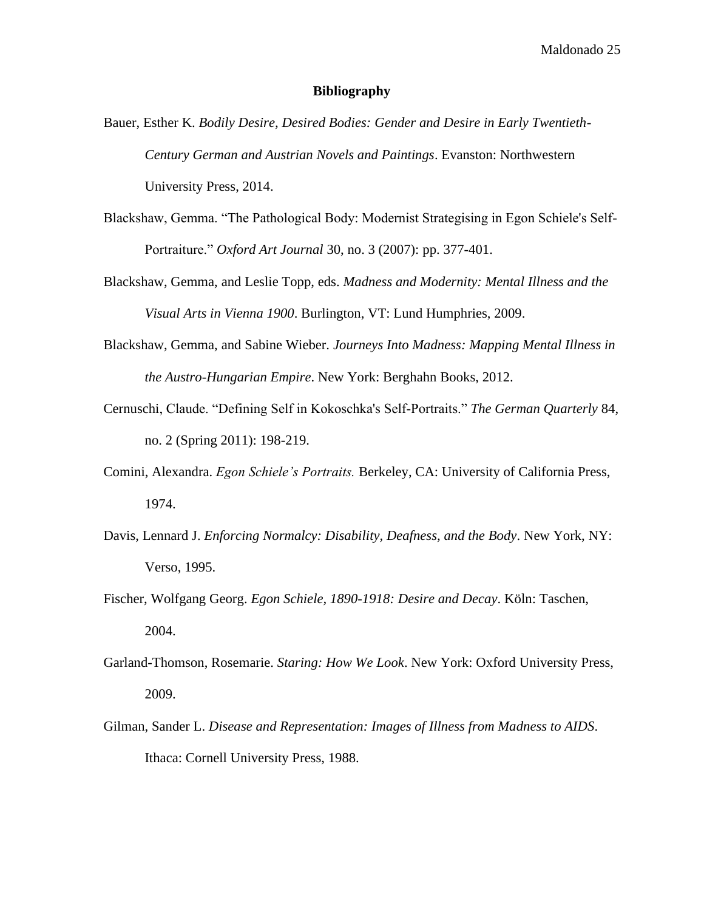# Bibliography

Bauer, Esther K. *Bodily Desire, Desired Bodies: Gender and Desire in Early Twentieth-Century German and Austrian Novels and Paintings*. Evanston: Northwestern University Press, 2014.

Blackshaw, Gemma. "The Pathological Body: Modernist Strategising in Egon Schiele's Self-Portraiture." *Oxford Art Journal* 30, no. 3 (2007): pp. 377-401.

Blackshaw, Gemma, and Leslie Topp, eds. *Madness and Modernity: Mental Illness and the Visual Arts in Vienna 1900*. Burlington, VT: Lund Humphries, 2009.

Blackshaw, Gemma, and Sabine Wieber. *Journeys Into Madness: Mapping Mental Illness in the Austro-Hungarian Empire*. New York: Berghahn Books, 2012.

Cernuschi, Claude. "Defining Self in Kokoschka's Self-Portraits." *The German Quarterly* 84, no. 2 (Spring 2011): 198-219.

Comini, Alexandra. *Egon Schiele's Portraits.* Berkeley, CA: University of California Press, 1974.

Davis, Lennard J. *Enforcing Normalcy: Disability, Deafness, and the Body*. New York, NY: Verso, 1995.

Fischer, Wolfgang Georg. *Egon Schiele, 1890-1918: Desire and Decay*. Köln: Taschen, 2004.

Garland-Thomson, Rosemarie. *Staring: How We Look*. New York: Oxford University Press, 2009.

Gilman, Sander L. *Disease and Representation: Images of Illness from Madness to AIDS*. Ithaca: Cornell University Press, 1988.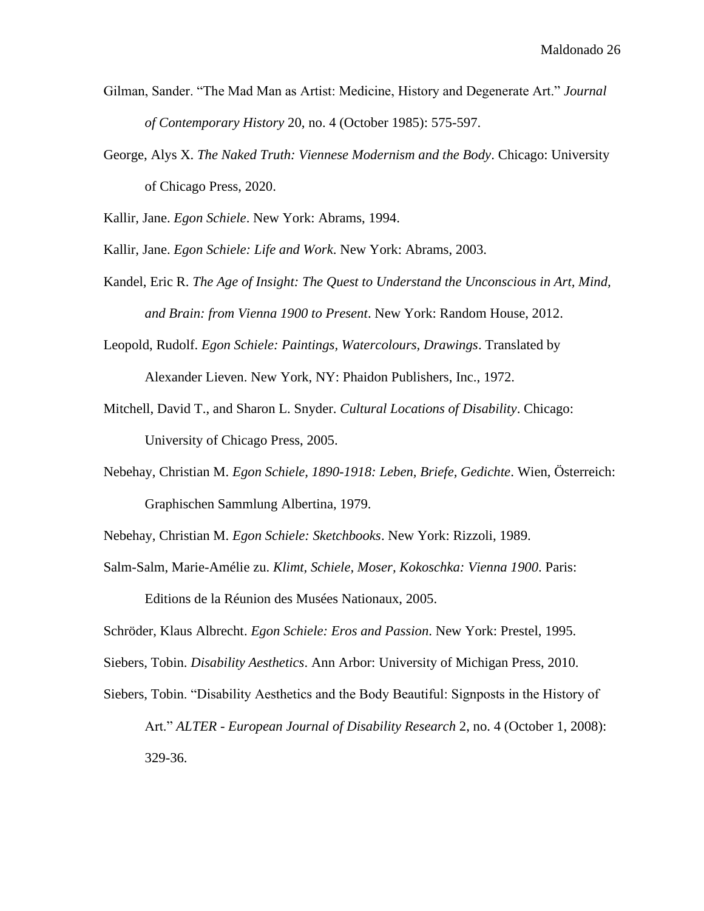Gilman, Sander. "The Mad Man as Artist: Medicine, History and Degenerate Art." *Journal of Contemporary History* 20, no. 4 (October 1985): 575-597.

George, Alys X. *The Naked Truth: Viennese Modernism and the Body*. Chicago: University of Chicago Press, 2020.

Kallir, Jane. *Egon Schiele*. New York: Abrams, 1994.

Kallir, Jane. *Egon Schiele: Life and Work*. New York: Abrams, 2003.

Kandel, Eric R. *The Age of Insight: The Quest to Understand the Unconscious in Art, Mind, and Brain: from Vienna 1900 to Present*. New York: Random House, 2012.

Leopold, Rudolf. *Egon Schiele: Paintings, Watercolours, Drawings*. Translated by Alexander Lieven. New York, NY: Phaidon Publishers, Inc., 1972.

Mitchell, David T., and Sharon L. Snyder. *Cultural Locations of Disability*. Chicago: University of Chicago Press, 2005.

Nebehay, Christian M. *Egon Schiele, 1890-1918: Leben, Briefe, Gedichte*. Wien, Österreich: Graphischen Sammlung Albertina, 1979.

Nebehay, Christian M. *Egon Schiele: Sketchbooks*. New York: Rizzoli, 1989.

Salm-Salm, Marie-Amélie zu. *Klimt, Schiele, Moser, Kokoschka: Vienna 1900*. Paris: Editions de la Réunion des Musées Nationaux, 2005.

Schröder, Klaus Albrecht. *Egon Schiele: Eros and Passion*. New York: Prestel, 1995.

Siebers, Tobin. *Disability Aesthetics*. Ann Arbor: University of Michigan Press, 2010.

Siebers, Tobin. "Disability Aesthetics and the Body Beautiful: Signposts in the History of Art." *ALTER - European Journal of Disability Research* 2, no. 4 (October 1, 2008): 329-36.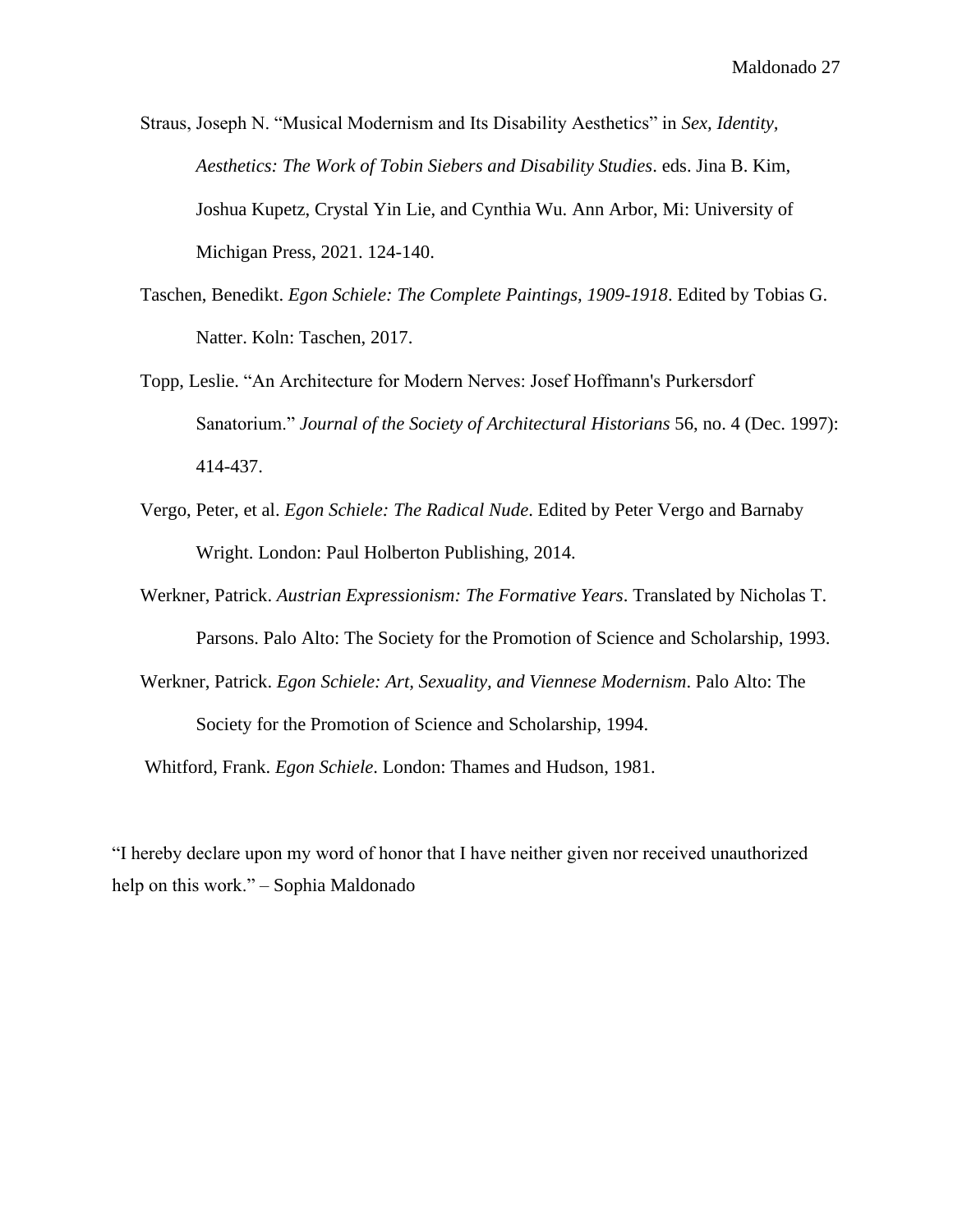Straus, Joseph N. “Musical Modernism and Its Disability Aesthetics” in *Sex, Identity, Aesthetics: The Work of Tobin Siebers and Disability Studies*. eds. Jina B. Kim, Joshua Kupetz, Crystal Yin Lie, and Cynthia Wu. Ann Arbor, Mi: University of Michigan Press, 2021. 124-140.

Taschen, Benedikt. *Egon Schiele: The Complete Paintings, 1909-1918*. Edited by Tobias G. Natter. Koln: Taschen, 2017.

Topp, Leslie. “An Architecture for Modern Nerves: Josef Hoffmann's Purkersdorf Sanatorium.” *Journal of the Society of Architectural Historians* 56, no. 4 (Dec. 1997): 414-437.

Vergo, Peter, et al. *Egon Schiele: The Radical Nude*. Edited by Peter Vergo and Barnaby Wright. London: Paul Holberton Publishing, 2014.

Werkner, Patrick. *Austrian Expressionism: The Formative Years*. Translated by Nicholas T. Parsons. Palo Alto: The Society for the Promotion of Science and Scholarship, 1993.

Werkner, Patrick. *Egon Schiele: Art, Sexuality, and Viennese Modernism*. Palo Alto: The Society for the Promotion of Science and Scholarship, 1994.

Whitford, Frank. *Egon Schiele*. London: Thames and Hudson, 1981.

“I hereby declare upon my word of honor that I have neither given nor received unauthorized help on this work.” – Sophia Maldonado